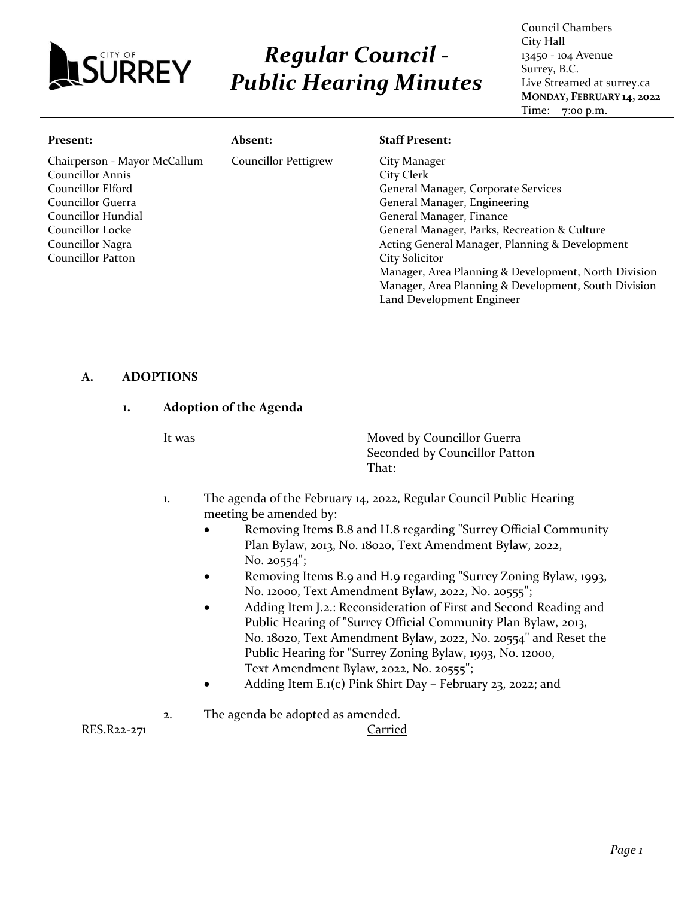# Regular Council - Public Hearing Minutes

Council Chambers
City Hall
13450 - 104 Avenue
Surrey, B.C.
Live Streamed at surrey.ca
**MONDAY, FEBRUARY 14, 2022**
Time: 7:00 p.m.

| **Present:** | **Absent:** | **Staff Present:** |
|---|---|---|
| Chairperson - Mayor McCallum<br>Councillor Annis<br>Councillor Elford<br>Councillor Guerra<br>Councillor Hundial<br>Councillor Locke<br>Councillor Nagra<br>Councillor Patton | Councillor Pettigrew | City Manager<br>City Clerk<br>General Manager, Corporate Services<br>General Manager, Engineering<br>General Manager, Finance<br>General Manager, Parks, Recreation & Culture<br>Acting General Manager, Planning & Development<br>City Solicitor<br>Manager, Area Planning & Development, North Division<br>Manager, Area Planning & Development, South Division<br>Land Development Engineer |

## A. ADOPTIONS

### 1. Adoption of the Agenda

It was Moved by Councillor Guerra
Seconded by Councillor Patton
That:

1. The agenda of the February 14, 2022, Regular Council Public Hearing meeting be amended by:
   - Removing Items B.8 and H.8 regarding "Surrey Official Community Plan Bylaw, 2013, No. 18020, Text Amendment Bylaw, 2022, No. 20554";
   - Removing Items B.9 and H.9 regarding "Surrey Zoning Bylaw, 1993, No. 12000, Text Amendment Bylaw, 2022, No. 20555";
   - Adding Item J.2.: Reconsideration of First and Second Reading and Public Hearing of "Surrey Official Community Plan Bylaw, 2013, No. 18020, Text Amendment Bylaw, 2022, No. 20554" and Reset the Public Hearing for "Surrey Zoning Bylaw, 1993, No. 12000, Text Amendment Bylaw, 2022, No. 20555";
   - Adding Item E.1(c) Pink Shirt Day – February 23, 2022; and
2. The agenda be adopted as amended.

RES.R22-271 Carried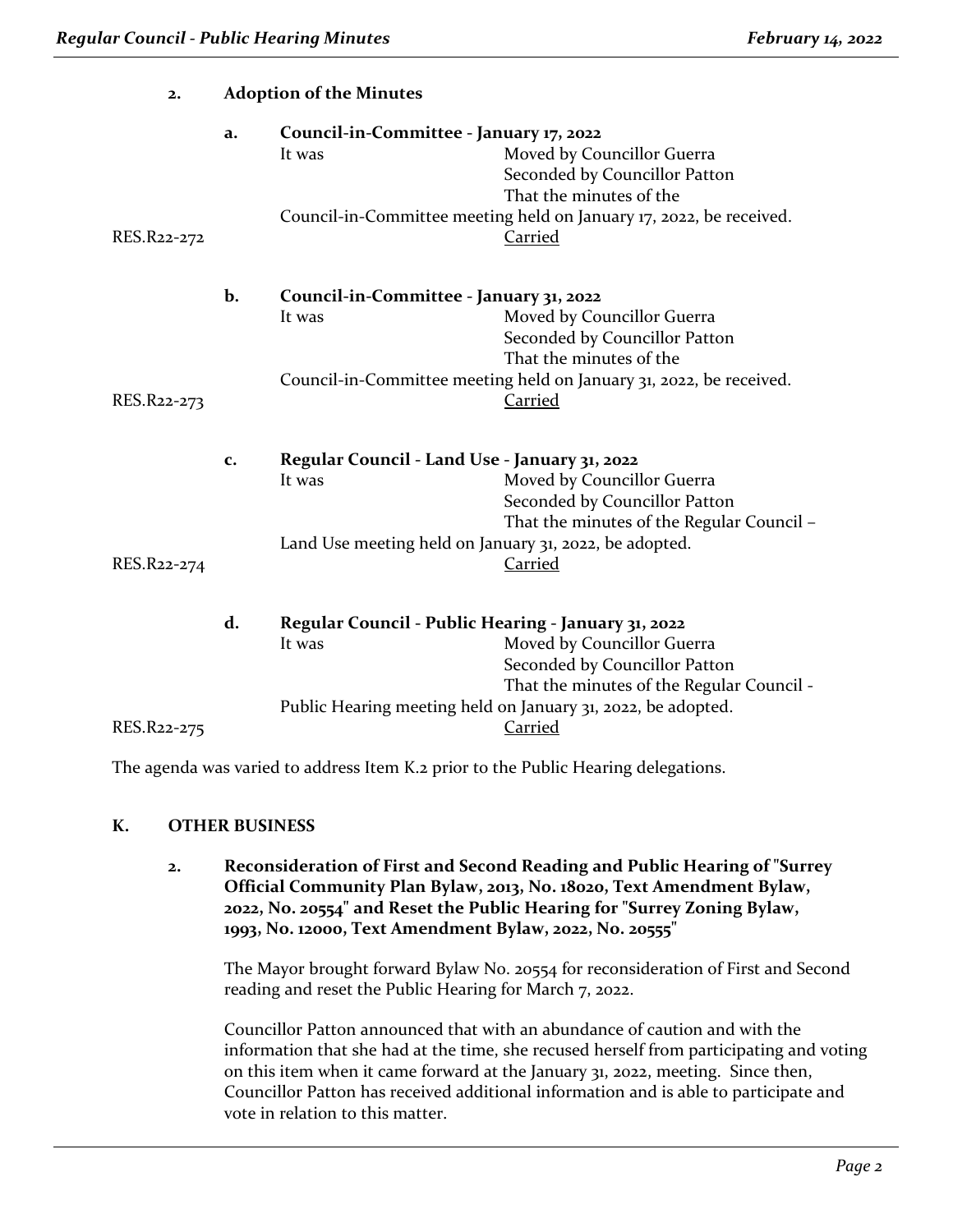## 2. Adoption of the Minutes

**a. Council-in-Committee - January 17, 2022**

It was Moved by Councillor Guerra
Seconded by Councillor Patton
That the minutes of the Council-in-Committee meeting held on January 17, 2022, be received.

RES.R22-272 Carried

**b. Council-in-Committee - January 31, 2022**

It was Moved by Councillor Guerra
Seconded by Councillor Patton
That the minutes of the Council-in-Committee meeting held on January 31, 2022, be received.

RES.R22-273 Carried

**c. Regular Council - Land Use - January 31, 2022**

It was Moved by Councillor Guerra
Seconded by Councillor Patton
That the minutes of the Regular Council – Land Use meeting held on January 31, 2022, be adopted.

RES.R22-274 Carried

**d. Regular Council - Public Hearing - January 31, 2022**

It was Moved by Councillor Guerra
Seconded by Councillor Patton
That the minutes of the Regular Council - Public Hearing meeting held on January 31, 2022, be adopted.

RES.R22-275 Carried

The agenda was varied to address Item K.2 prior to the Public Hearing delegations.

## K. OTHER BUSINESS

**2. Reconsideration of First and Second Reading and Public Hearing of "Surrey Official Community Plan Bylaw, 2013, No. 18020, Text Amendment Bylaw, 2022, No. 20554" and Reset the Public Hearing for "Surrey Zoning Bylaw, 1993, No. 12000, Text Amendment Bylaw, 2022, No. 20555"**

The Mayor brought forward Bylaw No. 20554 for reconsideration of First and Second reading and reset the Public Hearing for March 7, 2022.

Councillor Patton announced that with an abundance of caution and with the information that she had at the time, she recused herself from participating and voting on this item when it came forward at the January 31, 2022, meeting. Since then, Councillor Patton has received additional information and is able to participate and vote in relation to this matter.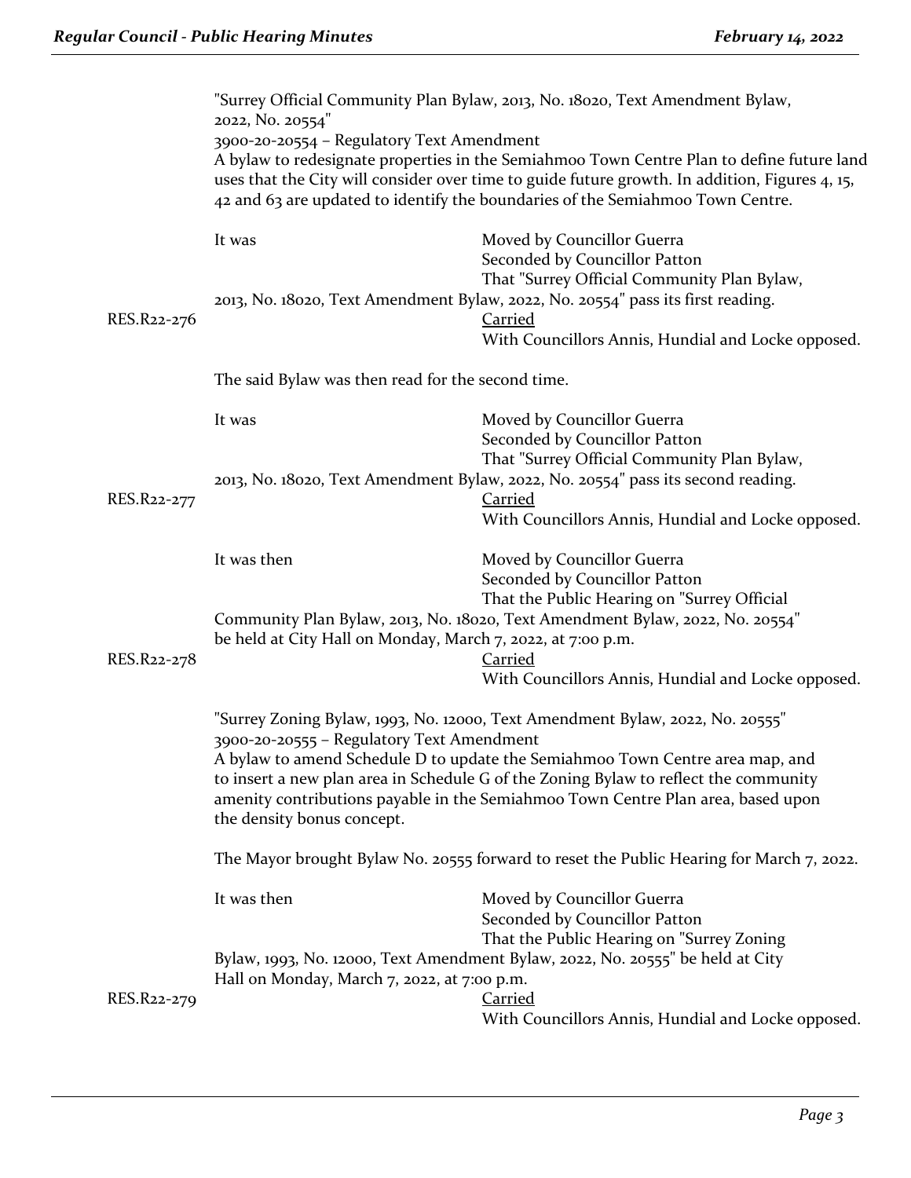"Surrey Official Community Plan Bylaw, 2013, No. 18020, Text Amendment Bylaw, 2022, No. 20554"
3900-20-20554 – Regulatory Text Amendment
A bylaw to redesignate properties in the Semiahmoo Town Centre Plan to define future land uses that the City will consider over time to guide future growth. In addition, Figures 4, 15, 42 and 63 are updated to identify the boundaries of the Semiahmoo Town Centre.

It was Moved by Councillor Guerra
Seconded by Councillor Patton
That "Surrey Official Community Plan Bylaw, 2013, No. 18020, Text Amendment Bylaw, 2022, No. 20554" pass its first reading.

RES.R22-276 Carried
With Councillors Annis, Hundial and Locke opposed.

The said Bylaw was then read for the second time.

It was Moved by Councillor Guerra
Seconded by Councillor Patton
That "Surrey Official Community Plan Bylaw, 2013, No. 18020, Text Amendment Bylaw, 2022, No. 20554" pass its second reading.

RES.R22-277 Carried
With Councillors Annis, Hundial and Locke opposed.

It was then Moved by Councillor Guerra
Seconded by Councillor Patton
That the Public Hearing on "Surrey Official Community Plan Bylaw, 2013, No. 18020, Text Amendment Bylaw, 2022, No. 20554" be held at City Hall on Monday, March 7, 2022, at 7:00 p.m.

RES.R22-278 Carried
With Councillors Annis, Hundial and Locke opposed.

"Surrey Zoning Bylaw, 1993, No. 12000, Text Amendment Bylaw, 2022, No. 20555"
3900-20-20555 – Regulatory Text Amendment
A bylaw to amend Schedule D to update the Semiahmoo Town Centre area map, and to insert a new plan area in Schedule G of the Zoning Bylaw to reflect the community amenity contributions payable in the Semiahmoo Town Centre Plan area, based upon the density bonus concept.

The Mayor brought Bylaw No. 20555 forward to reset the Public Hearing for March 7, 2022.

It was then Moved by Councillor Guerra
Seconded by Councillor Patton
That the Public Hearing on "Surrey Zoning Bylaw, 1993, No. 12000, Text Amendment Bylaw, 2022, No. 20555" be held at City Hall on Monday, March 7, 2022, at 7:00 p.m.

RES.R22-279 Carried
With Councillors Annis, Hundial and Locke opposed.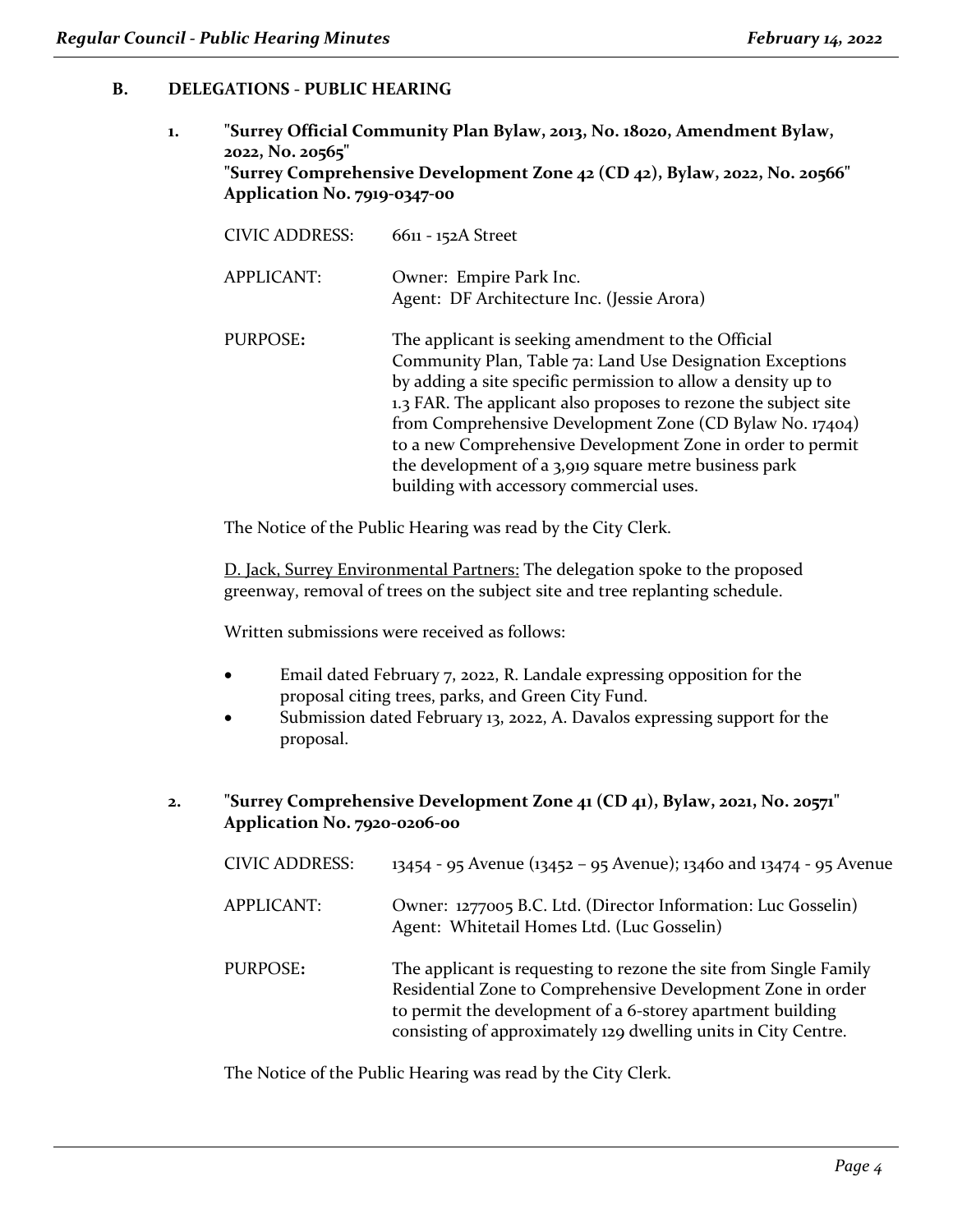## B. DELEGATIONS - PUBLIC HEARING

### 1. "Surrey Official Community Plan Bylaw, 2013, No. 18020, Amendment Bylaw, 2022, No. 20565" "Surrey Comprehensive Development Zone 42 (CD 42), Bylaw, 2022, No. 20566" Application No. 7919-0347-00

| | |
|---|---|
| CIVIC ADDRESS: | 6611 - 152A Street |
| APPLICANT: | Owner: Empire Park Inc.<br>Agent: DF Architecture Inc. (Jessie Arora) |
| PURPOSE: | The applicant is seeking amendment to the Official Community Plan, Table 7a: Land Use Designation Exceptions by adding a site specific permission to allow a density up to 1.3 FAR. The applicant also proposes to rezone the subject site from Comprehensive Development Zone (CD Bylaw No. 17404) to a new Comprehensive Development Zone in order to permit the development of a 3,919 square metre business park building with accessory commercial uses. |

The Notice of the Public Hearing was read by the City Clerk.

D. Jack, Surrey Environmental Partners: The delegation spoke to the proposed greenway, removal of trees on the subject site and tree replanting schedule.

Written submissions were received as follows:

- Email dated February 7, 2022, R. Landale expressing opposition for the proposal citing trees, parks, and Green City Fund.
- Submission dated February 13, 2022, A. Davalos expressing support for the proposal.

### 2. "Surrey Comprehensive Development Zone 41 (CD 41), Bylaw, 2021, No. 20571" Application No. 7920-0206-00

| | |
|---|---|
| CIVIC ADDRESS: | 13454 - 95 Avenue (13452 – 95 Avenue); 13460 and 13474 - 95 Avenue |
| APPLICANT: | Owner: 1277005 B.C. Ltd. (Director Information: Luc Gosselin)<br>Agent: Whitetail Homes Ltd. (Luc Gosselin) |
| PURPOSE: | The applicant is requesting to rezone the site from Single Family Residential Zone to Comprehensive Development Zone in order to permit the development of a 6-storey apartment building consisting of approximately 129 dwelling units in City Centre. |

The Notice of the Public Hearing was read by the City Clerk.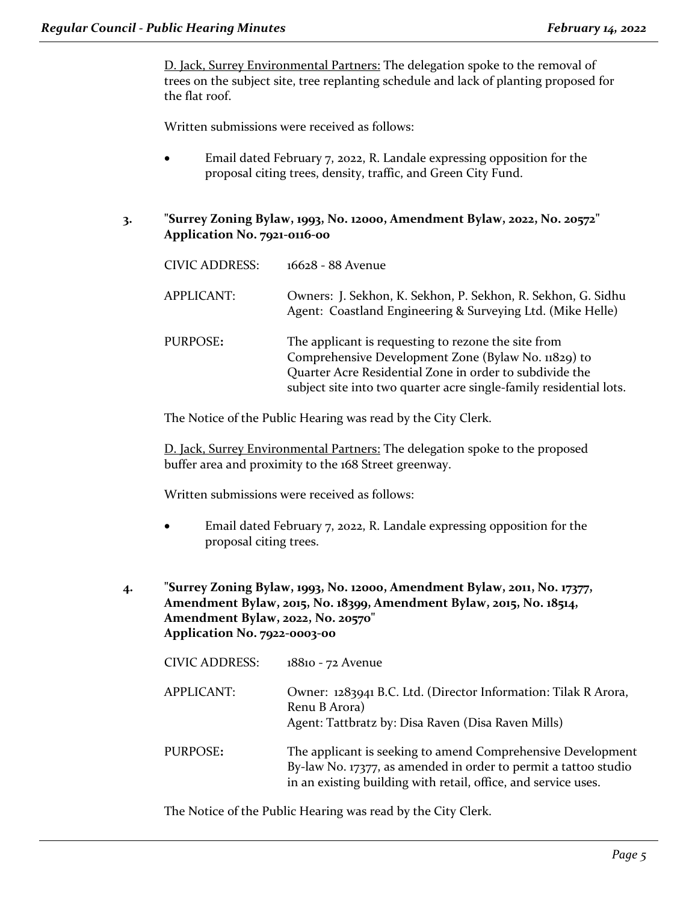D. Jack, Surrey Environmental Partners: The delegation spoke to the removal of trees on the subject site, tree replanting schedule and lack of planting proposed for the flat roof.

Written submissions were received as follows:

- Email dated February 7, 2022, R. Landale expressing opposition for the proposal citing trees, density, traffic, and Green City Fund.

**3. "Surrey Zoning Bylaw, 1993, No. 12000, Amendment Bylaw, 2022, No. 20572"**
**Application No. 7921-0116-00**

CIVIC ADDRESS: 16628 - 88 Avenue

APPLICANT: Owners: J. Sekhon, K. Sekhon, P. Sekhon, R. Sekhon, G. Sidhu
Agent: Coastland Engineering & Surveying Ltd. (Mike Helle)

PURPOSE**:** The applicant is requesting to rezone the site from Comprehensive Development Zone (Bylaw No. 11829) to Quarter Acre Residential Zone in order to subdivide the subject site into two quarter acre single-family residential lots.

The Notice of the Public Hearing was read by the City Clerk.

D. Jack, Surrey Environmental Partners: The delegation spoke to the proposed buffer area and proximity to the 168 Street greenway.

Written submissions were received as follows:

- Email dated February 7, 2022, R. Landale expressing opposition for the proposal citing trees.

**4. "Surrey Zoning Bylaw, 1993, No. 12000, Amendment Bylaw, 2011, No. 17377, Amendment Bylaw, 2015, No. 18399, Amendment Bylaw, 2015, No. 18514, Amendment Bylaw, 2022, No. 20570"**
**Application No. 7922-0003-00**

CIVIC ADDRESS: 18810 - 72 Avenue

APPLICANT: Owner: 1283941 B.C. Ltd. (Director Information: Tilak R Arora, Renu B Arora)
Agent: Tattbratz by: Disa Raven (Disa Raven Mills)

PURPOSE**:** The applicant is seeking to amend Comprehensive Development By-law No. 17377, as amended in order to permit a tattoo studio in an existing building with retail, office, and service uses.

The Notice of the Public Hearing was read by the City Clerk.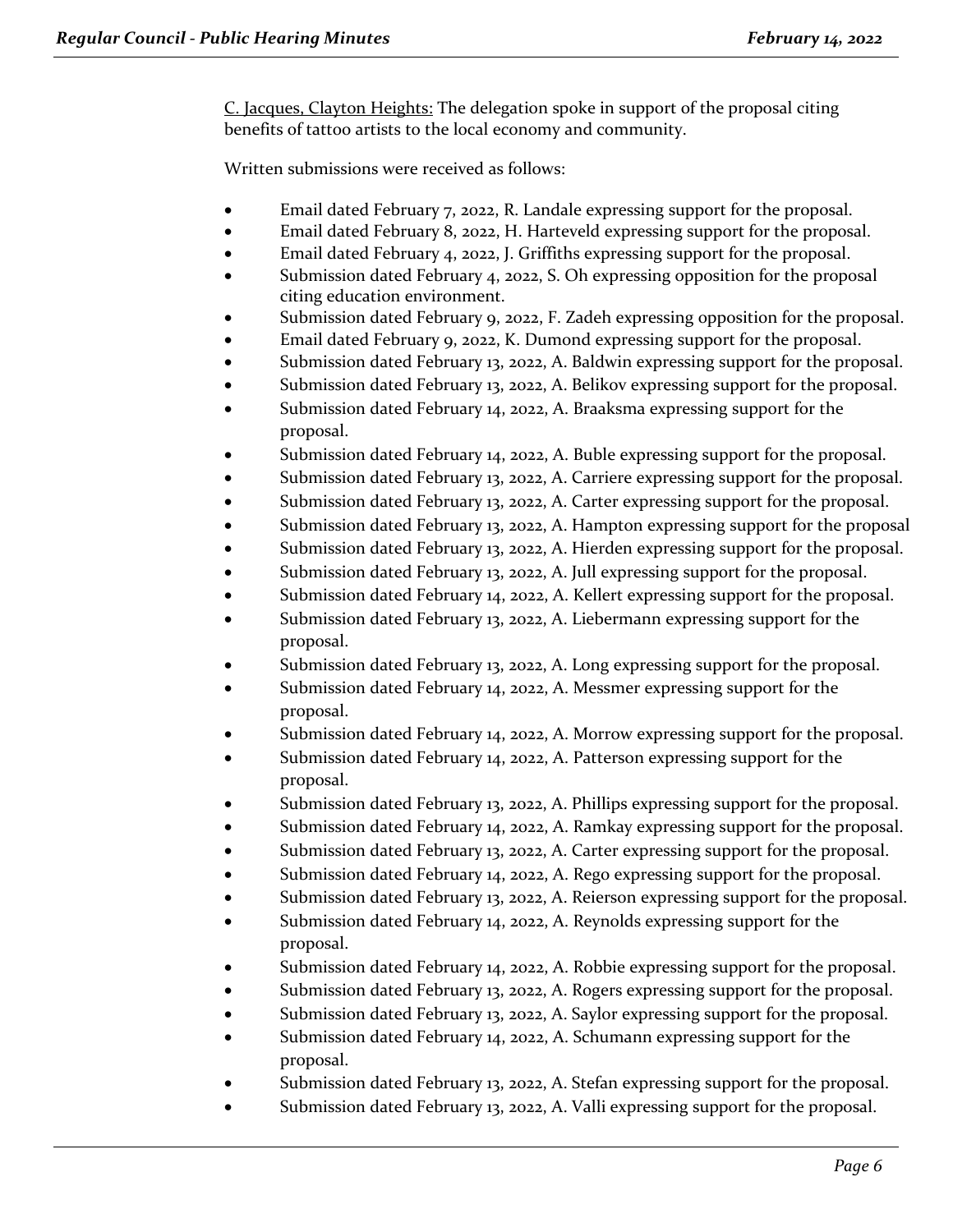C. Jacques, Clayton Heights: The delegation spoke in support of the proposal citing benefits of tattoo artists to the local economy and community.

Written submissions were received as follows:

- Email dated February 7, 2022, R. Landale expressing support for the proposal.
- Email dated February 8, 2022, H. Harteveld expressing support for the proposal.
- Email dated February 4, 2022, J. Griffiths expressing support for the proposal.
- Submission dated February 4, 2022, S. Oh expressing opposition for the proposal citing education environment.
- Submission dated February 9, 2022, F. Zadeh expressing opposition for the proposal.
- Email dated February 9, 2022, K. Dumond expressing support for the proposal.
- Submission dated February 13, 2022, A. Baldwin expressing support for the proposal.
- Submission dated February 13, 2022, A. Belikov expressing support for the proposal.
- Submission dated February 14, 2022, A. Braaksma expressing support for the proposal.
- Submission dated February 14, 2022, A. Buble expressing support for the proposal.
- Submission dated February 13, 2022, A. Carriere expressing support for the proposal.
- Submission dated February 13, 2022, A. Carter expressing support for the proposal.
- Submission dated February 13, 2022, A. Hampton expressing support for the proposal
- Submission dated February 13, 2022, A. Hierden expressing support for the proposal.
- Submission dated February 13, 2022, A. Jull expressing support for the proposal.
- Submission dated February 14, 2022, A. Kellert expressing support for the proposal.
- Submission dated February 13, 2022, A. Liebermann expressing support for the proposal.
- Submission dated February 13, 2022, A. Long expressing support for the proposal.
- Submission dated February 14, 2022, A. Messmer expressing support for the proposal.
- Submission dated February 14, 2022, A. Morrow expressing support for the proposal.
- Submission dated February 14, 2022, A. Patterson expressing support for the proposal.
- Submission dated February 13, 2022, A. Phillips expressing support for the proposal.
- Submission dated February 14, 2022, A. Ramkay expressing support for the proposal.
- Submission dated February 13, 2022, A. Carter expressing support for the proposal.
- Submission dated February 14, 2022, A. Rego expressing support for the proposal.
- Submission dated February 13, 2022, A. Reierson expressing support for the proposal.
- Submission dated February 14, 2022, A. Reynolds expressing support for the proposal.
- Submission dated February 14, 2022, A. Robbie expressing support for the proposal.
- Submission dated February 13, 2022, A. Rogers expressing support for the proposal.
- Submission dated February 13, 2022, A. Saylor expressing support for the proposal.
- Submission dated February 14, 2022, A. Schumann expressing support for the proposal.
- Submission dated February 13, 2022, A. Stefan expressing support for the proposal.
- Submission dated February 13, 2022, A. Valli expressing support for the proposal.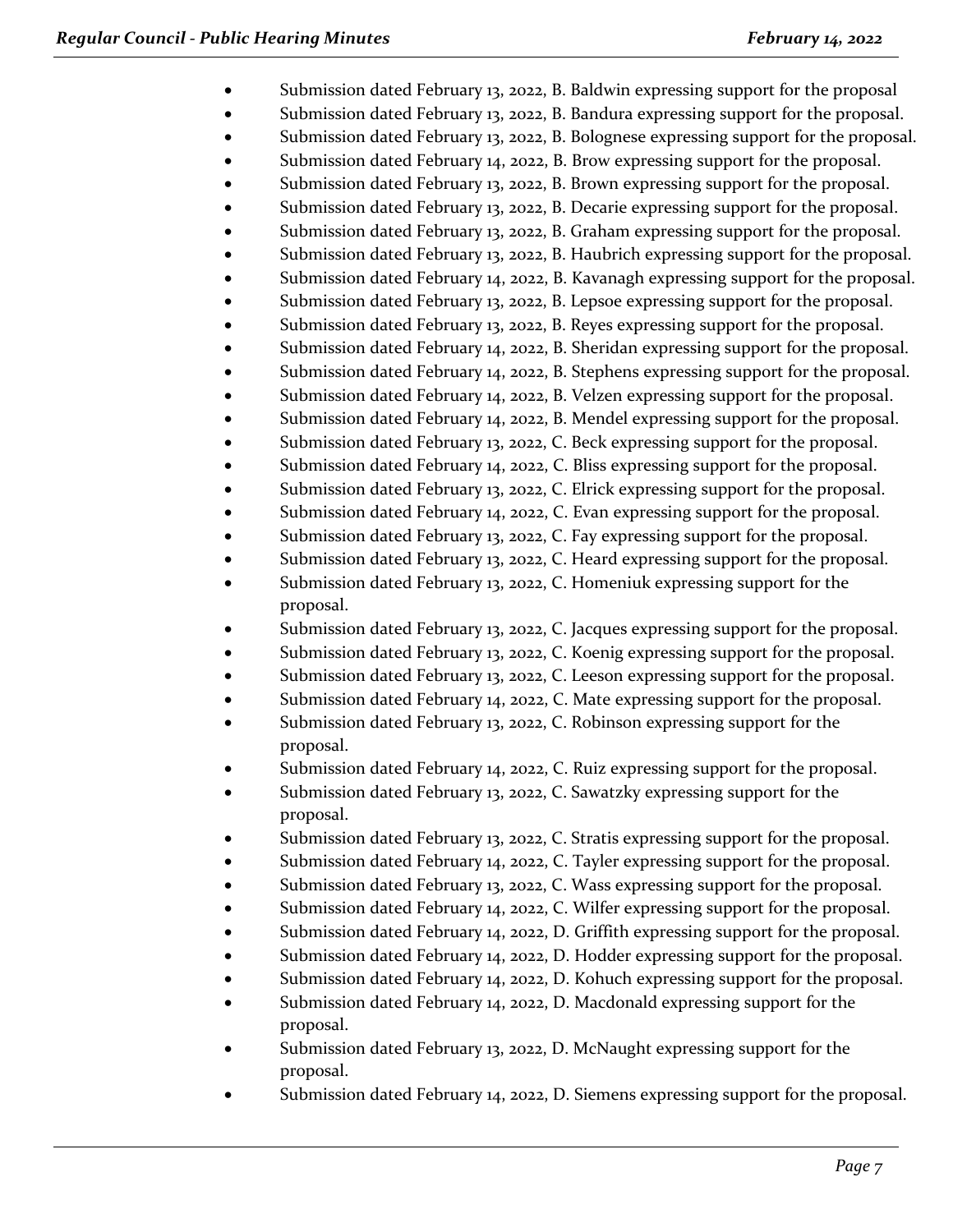- Submission dated February 13, 2022, B. Baldwin expressing support for the proposal
- Submission dated February 13, 2022, B. Bandura expressing support for the proposal.
- Submission dated February 13, 2022, B. Bolognese expressing support for the proposal.
- Submission dated February 14, 2022, B. Brow expressing support for the proposal.
- Submission dated February 13, 2022, B. Brown expressing support for the proposal.
- Submission dated February 13, 2022, B. Decarie expressing support for the proposal.
- Submission dated February 13, 2022, B. Graham expressing support for the proposal.
- Submission dated February 13, 2022, B. Haubrich expressing support for the proposal.
- Submission dated February 14, 2022, B. Kavanagh expressing support for the proposal.
- Submission dated February 13, 2022, B. Lepsoe expressing support for the proposal.
- Submission dated February 13, 2022, B. Reyes expressing support for the proposal.
- Submission dated February 14, 2022, B. Sheridan expressing support for the proposal.
- Submission dated February 14, 2022, B. Stephens expressing support for the proposal.
- Submission dated February 14, 2022, B. Velzen expressing support for the proposal.
- Submission dated February 14, 2022, B. Mendel expressing support for the proposal.
- Submission dated February 13, 2022, C. Beck expressing support for the proposal.
- Submission dated February 14, 2022, C. Bliss expressing support for the proposal.
- Submission dated February 13, 2022, C. Elrick expressing support for the proposal.
- Submission dated February 14, 2022, C. Evan expressing support for the proposal.
- Submission dated February 13, 2022, C. Fay expressing support for the proposal.
- Submission dated February 13, 2022, C. Heard expressing support for the proposal.
- Submission dated February 13, 2022, C. Homeniuk expressing support for the proposal.
- Submission dated February 13, 2022, C. Jacques expressing support for the proposal.
- Submission dated February 13, 2022, C. Koenig expressing support for the proposal.
- Submission dated February 13, 2022, C. Leeson expressing support for the proposal.
- Submission dated February 14, 2022, C. Mate expressing support for the proposal.
- Submission dated February 13, 2022, C. Robinson expressing support for the proposal.
- Submission dated February 14, 2022, C. Ruiz expressing support for the proposal.
- Submission dated February 13, 2022, C. Sawatzky expressing support for the proposal.
- Submission dated February 13, 2022, C. Stratis expressing support for the proposal.
- Submission dated February 14, 2022, C. Tayler expressing support for the proposal.
- Submission dated February 13, 2022, C. Wass expressing support for the proposal.
- Submission dated February 14, 2022, C. Wilfer expressing support for the proposal.
- Submission dated February 14, 2022, D. Griffith expressing support for the proposal.
- Submission dated February 14, 2022, D. Hodder expressing support for the proposal.
- Submission dated February 14, 2022, D. Kohuch expressing support for the proposal.
- Submission dated February 14, 2022, D. Macdonald expressing support for the proposal.
- Submission dated February 13, 2022, D. McNaught expressing support for the proposal.
- Submission dated February 14, 2022, D. Siemens expressing support for the proposal.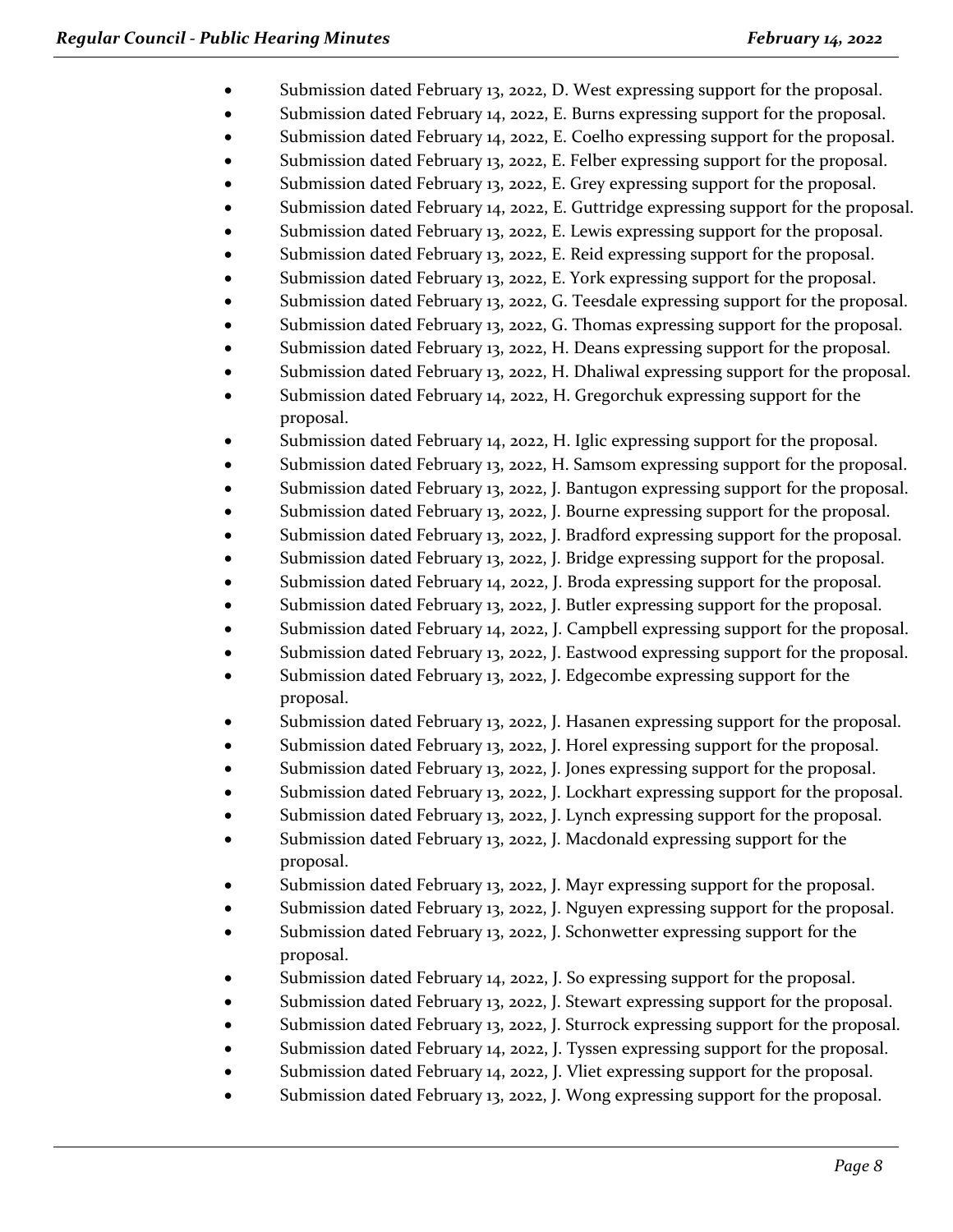- Submission dated February 13, 2022, D. West expressing support for the proposal.
- Submission dated February 14, 2022, E. Burns expressing support for the proposal.
- Submission dated February 14, 2022, E. Coelho expressing support for the proposal.
- Submission dated February 13, 2022, E. Felber expressing support for the proposal.
- Submission dated February 13, 2022, E. Grey expressing support for the proposal.
- Submission dated February 14, 2022, E. Guttridge expressing support for the proposal.
- Submission dated February 13, 2022, E. Lewis expressing support for the proposal.
- Submission dated February 13, 2022, E. Reid expressing support for the proposal.
- Submission dated February 13, 2022, E. York expressing support for the proposal.
- Submission dated February 13, 2022, G. Teesdale expressing support for the proposal.
- Submission dated February 13, 2022, G. Thomas expressing support for the proposal.
- Submission dated February 13, 2022, H. Deans expressing support for the proposal.
- Submission dated February 13, 2022, H. Dhaliwal expressing support for the proposal.
- Submission dated February 14, 2022, H. Gregorchuk expressing support for the proposal.
- Submission dated February 14, 2022, H. Iglic expressing support for the proposal.
- Submission dated February 13, 2022, H. Samsom expressing support for the proposal.
- Submission dated February 13, 2022, J. Bantugon expressing support for the proposal.
- Submission dated February 13, 2022, J. Bourne expressing support for the proposal.
- Submission dated February 13, 2022, J. Bradford expressing support for the proposal.
- Submission dated February 13, 2022, J. Bridge expressing support for the proposal.
- Submission dated February 14, 2022, J. Broda expressing support for the proposal.
- Submission dated February 13, 2022, J. Butler expressing support for the proposal.
- Submission dated February 14, 2022, J. Campbell expressing support for the proposal.
- Submission dated February 13, 2022, J. Eastwood expressing support for the proposal.
- Submission dated February 13, 2022, J. Edgecombe expressing support for the proposal.
- Submission dated February 13, 2022, J. Hasanen expressing support for the proposal.
- Submission dated February 13, 2022, J. Horel expressing support for the proposal.
- Submission dated February 13, 2022, J. Jones expressing support for the proposal.
- Submission dated February 13, 2022, J. Lockhart expressing support for the proposal.
- Submission dated February 13, 2022, J. Lynch expressing support for the proposal.
- Submission dated February 13, 2022, J. Macdonald expressing support for the proposal.
- Submission dated February 13, 2022, J. Mayr expressing support for the proposal.
- Submission dated February 13, 2022, J. Nguyen expressing support for the proposal.
- Submission dated February 13, 2022, J. Schonwetter expressing support for the proposal.
- Submission dated February 14, 2022, J. So expressing support for the proposal.
- Submission dated February 13, 2022, J. Stewart expressing support for the proposal.
- Submission dated February 13, 2022, J. Sturrock expressing support for the proposal.
- Submission dated February 14, 2022, J. Tyssen expressing support for the proposal.
- Submission dated February 14, 2022, J. Vliet expressing support for the proposal.
- Submission dated February 13, 2022, J. Wong expressing support for the proposal.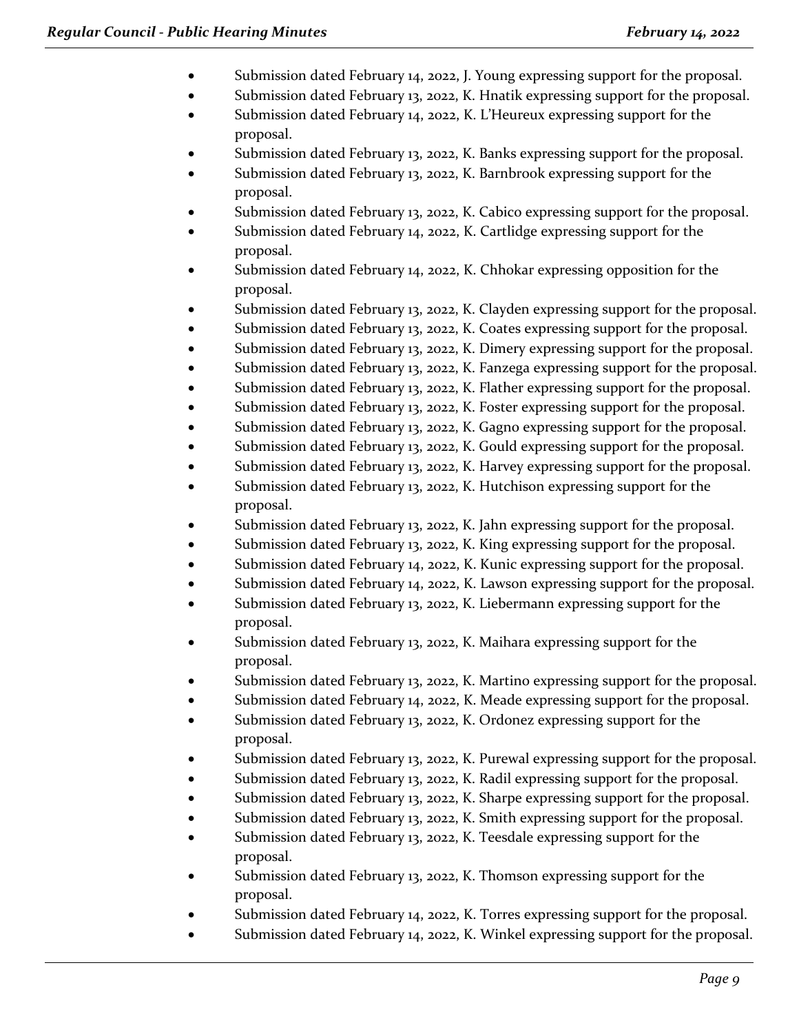- Submission dated February 14, 2022, J. Young expressing support for the proposal.
- Submission dated February 13, 2022, K. Hnatik expressing support for the proposal.
- Submission dated February 14, 2022, K. L'Heureux expressing support for the proposal.
- Submission dated February 13, 2022, K. Banks expressing support for the proposal.
- Submission dated February 13, 2022, K. Barnbrook expressing support for the proposal.
- Submission dated February 13, 2022, K. Cabico expressing support for the proposal.
- Submission dated February 14, 2022, K. Cartlidge expressing support for the proposal.
- Submission dated February 14, 2022, K. Chhokar expressing opposition for the proposal.
- Submission dated February 13, 2022, K. Clayden expressing support for the proposal.
- Submission dated February 13, 2022, K. Coates expressing support for the proposal.
- Submission dated February 13, 2022, K. Dimery expressing support for the proposal.
- Submission dated February 13, 2022, K. Fanzega expressing support for the proposal.
- Submission dated February 13, 2022, K. Flather expressing support for the proposal.
- Submission dated February 13, 2022, K. Foster expressing support for the proposal.
- Submission dated February 13, 2022, K. Gagno expressing support for the proposal.
- Submission dated February 13, 2022, K. Gould expressing support for the proposal.
- Submission dated February 13, 2022, K. Harvey expressing support for the proposal.
- Submission dated February 13, 2022, K. Hutchison expressing support for the proposal.
- Submission dated February 13, 2022, K. Jahn expressing support for the proposal.
- Submission dated February 13, 2022, K. King expressing support for the proposal.
- Submission dated February 14, 2022, K. Kunic expressing support for the proposal.
- Submission dated February 14, 2022, K. Lawson expressing support for the proposal.
- Submission dated February 13, 2022, K. Liebermann expressing support for the proposal.
- Submission dated February 13, 2022, K. Maihara expressing support for the proposal.
- Submission dated February 13, 2022, K. Martino expressing support for the proposal.
- Submission dated February 14, 2022, K. Meade expressing support for the proposal.
- Submission dated February 13, 2022, K. Ordonez expressing support for the proposal.
- Submission dated February 13, 2022, K. Purewal expressing support for the proposal.
- Submission dated February 13, 2022, K. Radil expressing support for the proposal.
- Submission dated February 13, 2022, K. Sharpe expressing support for the proposal.
- Submission dated February 13, 2022, K. Smith expressing support for the proposal.
- Submission dated February 13, 2022, K. Teesdale expressing support for the proposal.
- Submission dated February 13, 2022, K. Thomson expressing support for the proposal.
- Submission dated February 14, 2022, K. Torres expressing support for the proposal.
- Submission dated February 14, 2022, K. Winkel expressing support for the proposal.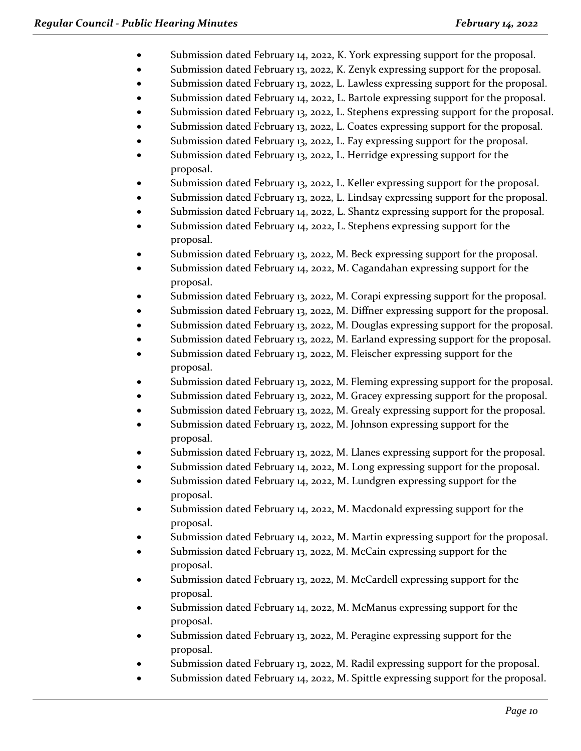- Submission dated February 14, 2022, K. York expressing support for the proposal.
- Submission dated February 13, 2022, K. Zenyk expressing support for the proposal.
- Submission dated February 13, 2022, L. Lawless expressing support for the proposal.
- Submission dated February 14, 2022, L. Bartole expressing support for the proposal.
- Submission dated February 13, 2022, L. Stephens expressing support for the proposal.
- Submission dated February 13, 2022, L. Coates expressing support for the proposal.
- Submission dated February 13, 2022, L. Fay expressing support for the proposal.
- Submission dated February 13, 2022, L. Herridge expressing support for the proposal.
- Submission dated February 13, 2022, L. Keller expressing support for the proposal.
- Submission dated February 13, 2022, L. Lindsay expressing support for the proposal.
- Submission dated February 14, 2022, L. Shantz expressing support for the proposal.
- Submission dated February 14, 2022, L. Stephens expressing support for the proposal.
- Submission dated February 13, 2022, M. Beck expressing support for the proposal.
- Submission dated February 14, 2022, M. Cagandahan expressing support for the proposal.
- Submission dated February 13, 2022, M. Corapi expressing support for the proposal.
- Submission dated February 13, 2022, M. Diffner expressing support for the proposal.
- Submission dated February 13, 2022, M. Douglas expressing support for the proposal.
- Submission dated February 13, 2022, M. Earland expressing support for the proposal.
- Submission dated February 13, 2022, M. Fleischer expressing support for the proposal.
- Submission dated February 13, 2022, M. Fleming expressing support for the proposal.
- Submission dated February 13, 2022, M. Gracey expressing support for the proposal.
- Submission dated February 13, 2022, M. Grealy expressing support for the proposal.
- Submission dated February 13, 2022, M. Johnson expressing support for the proposal.
- Submission dated February 13, 2022, M. Llanes expressing support for the proposal.
- Submission dated February 14, 2022, M. Long expressing support for the proposal.
- Submission dated February 14, 2022, M. Lundgren expressing support for the proposal.
- Submission dated February 14, 2022, M. Macdonald expressing support for the proposal.
- Submission dated February 14, 2022, M. Martin expressing support for the proposal.
- Submission dated February 13, 2022, M. McCain expressing support for the proposal.
- Submission dated February 13, 2022, M. McCardell expressing support for the proposal.
- Submission dated February 14, 2022, M. McManus expressing support for the proposal.
- Submission dated February 13, 2022, M. Peragine expressing support for the proposal.
- Submission dated February 13, 2022, M. Radil expressing support for the proposal.
- Submission dated February 14, 2022, M. Spittle expressing support for the proposal.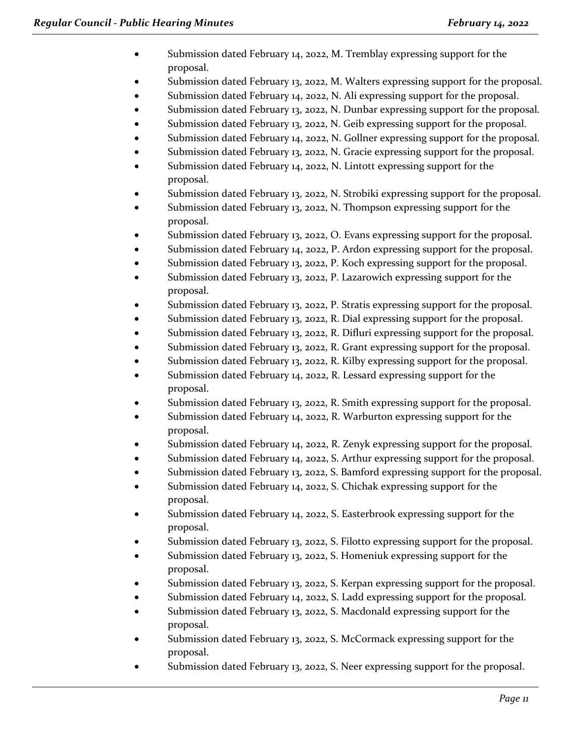- Submission dated February 14, 2022, M. Tremblay expressing support for the proposal.
- Submission dated February 13, 2022, M. Walters expressing support for the proposal.
- Submission dated February 14, 2022, N. Ali expressing support for the proposal.
- Submission dated February 13, 2022, N. Dunbar expressing support for the proposal.
- Submission dated February 13, 2022, N. Geib expressing support for the proposal.
- Submission dated February 14, 2022, N. Gollner expressing support for the proposal.
- Submission dated February 13, 2022, N. Gracie expressing support for the proposal.
- Submission dated February 14, 2022, N. Lintott expressing support for the proposal.
- Submission dated February 13, 2022, N. Strobiki expressing support for the proposal.
- Submission dated February 13, 2022, N. Thompson expressing support for the proposal.
- Submission dated February 13, 2022, O. Evans expressing support for the proposal.
- Submission dated February 14, 2022, P. Ardon expressing support for the proposal.
- Submission dated February 13, 2022, P. Koch expressing support for the proposal.
- Submission dated February 13, 2022, P. Lazarowich expressing support for the proposal.
- Submission dated February 13, 2022, P. Stratis expressing support for the proposal.
- Submission dated February 13, 2022, R. Dial expressing support for the proposal.
- Submission dated February 13, 2022, R. Difluri expressing support for the proposal.
- Submission dated February 13, 2022, R. Grant expressing support for the proposal.
- Submission dated February 13, 2022, R. Kilby expressing support for the proposal.
- Submission dated February 14, 2022, R. Lessard expressing support for the proposal.
- Submission dated February 13, 2022, R. Smith expressing support for the proposal.
- Submission dated February 14, 2022, R. Warburton expressing support for the proposal.
- Submission dated February 14, 2022, R. Zenyk expressing support for the proposal.
- Submission dated February 14, 2022, S. Arthur expressing support for the proposal.
- Submission dated February 13, 2022, S. Bamford expressing support for the proposal.
- Submission dated February 14, 2022, S. Chichak expressing support for the proposal.
- Submission dated February 14, 2022, S. Easterbrook expressing support for the proposal.
- Submission dated February 13, 2022, S. Filotto expressing support for the proposal.
- Submission dated February 13, 2022, S. Homeniuk expressing support for the proposal.
- Submission dated February 13, 2022, S. Kerpan expressing support for the proposal.
- Submission dated February 14, 2022, S. Ladd expressing support for the proposal.
- Submission dated February 13, 2022, S. Macdonald expressing support for the proposal.
- Submission dated February 13, 2022, S. McCormack expressing support for the proposal.
- Submission dated February 13, 2022, S. Neer expressing support for the proposal.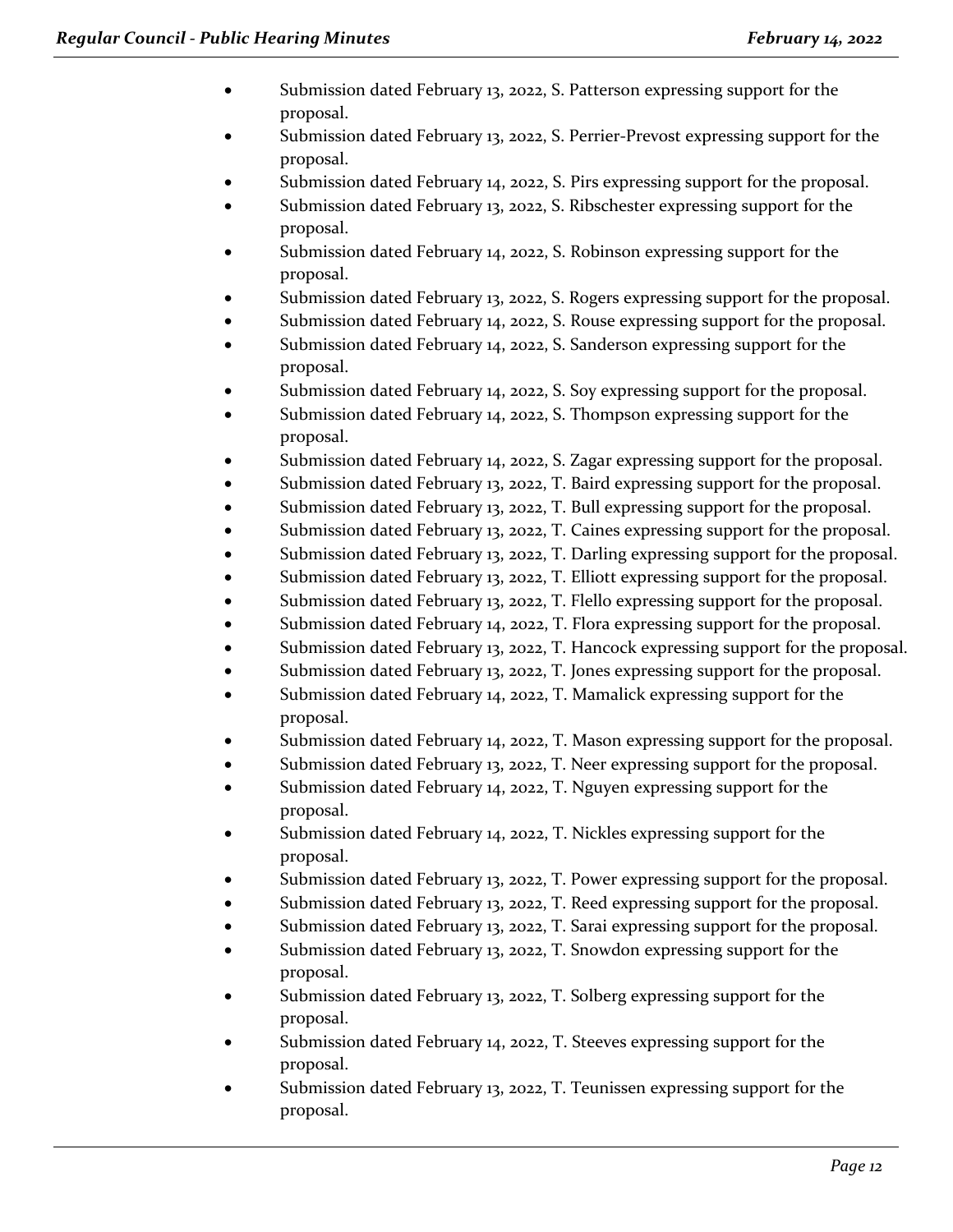- Submission dated February 13, 2022, S. Patterson expressing support for the proposal.
- Submission dated February 13, 2022, S. Perrier-Prevost expressing support for the proposal.
- Submission dated February 14, 2022, S. Pirs expressing support for the proposal.
- Submission dated February 13, 2022, S. Ribschester expressing support for the proposal.
- Submission dated February 14, 2022, S. Robinson expressing support for the proposal.
- Submission dated February 13, 2022, S. Rogers expressing support for the proposal.
- Submission dated February 14, 2022, S. Rouse expressing support for the proposal.
- Submission dated February 14, 2022, S. Sanderson expressing support for the proposal.
- Submission dated February 14, 2022, S. Soy expressing support for the proposal.
- Submission dated February 14, 2022, S. Thompson expressing support for the proposal.
- Submission dated February 14, 2022, S. Zagar expressing support for the proposal.
- Submission dated February 13, 2022, T. Baird expressing support for the proposal.
- Submission dated February 13, 2022, T. Bull expressing support for the proposal.
- Submission dated February 13, 2022, T. Caines expressing support for the proposal.
- Submission dated February 13, 2022, T. Darling expressing support for the proposal.
- Submission dated February 13, 2022, T. Elliott expressing support for the proposal.
- Submission dated February 13, 2022, T. Flello expressing support for the proposal.
- Submission dated February 14, 2022, T. Flora expressing support for the proposal.
- Submission dated February 13, 2022, T. Hancock expressing support for the proposal.
- Submission dated February 13, 2022, T. Jones expressing support for the proposal.
- Submission dated February 14, 2022, T. Mamalick expressing support for the proposal.
- Submission dated February 14, 2022, T. Mason expressing support for the proposal.
- Submission dated February 13, 2022, T. Neer expressing support for the proposal.
- Submission dated February 14, 2022, T. Nguyen expressing support for the proposal.
- Submission dated February 14, 2022, T. Nickles expressing support for the proposal.
- Submission dated February 13, 2022, T. Power expressing support for the proposal.
- Submission dated February 13, 2022, T. Reed expressing support for the proposal.
- Submission dated February 13, 2022, T. Sarai expressing support for the proposal.
- Submission dated February 13, 2022, T. Snowdon expressing support for the proposal.
- Submission dated February 13, 2022, T. Solberg expressing support for the proposal.
- Submission dated February 14, 2022, T. Steeves expressing support for the proposal.
- Submission dated February 13, 2022, T. Teunissen expressing support for the proposal.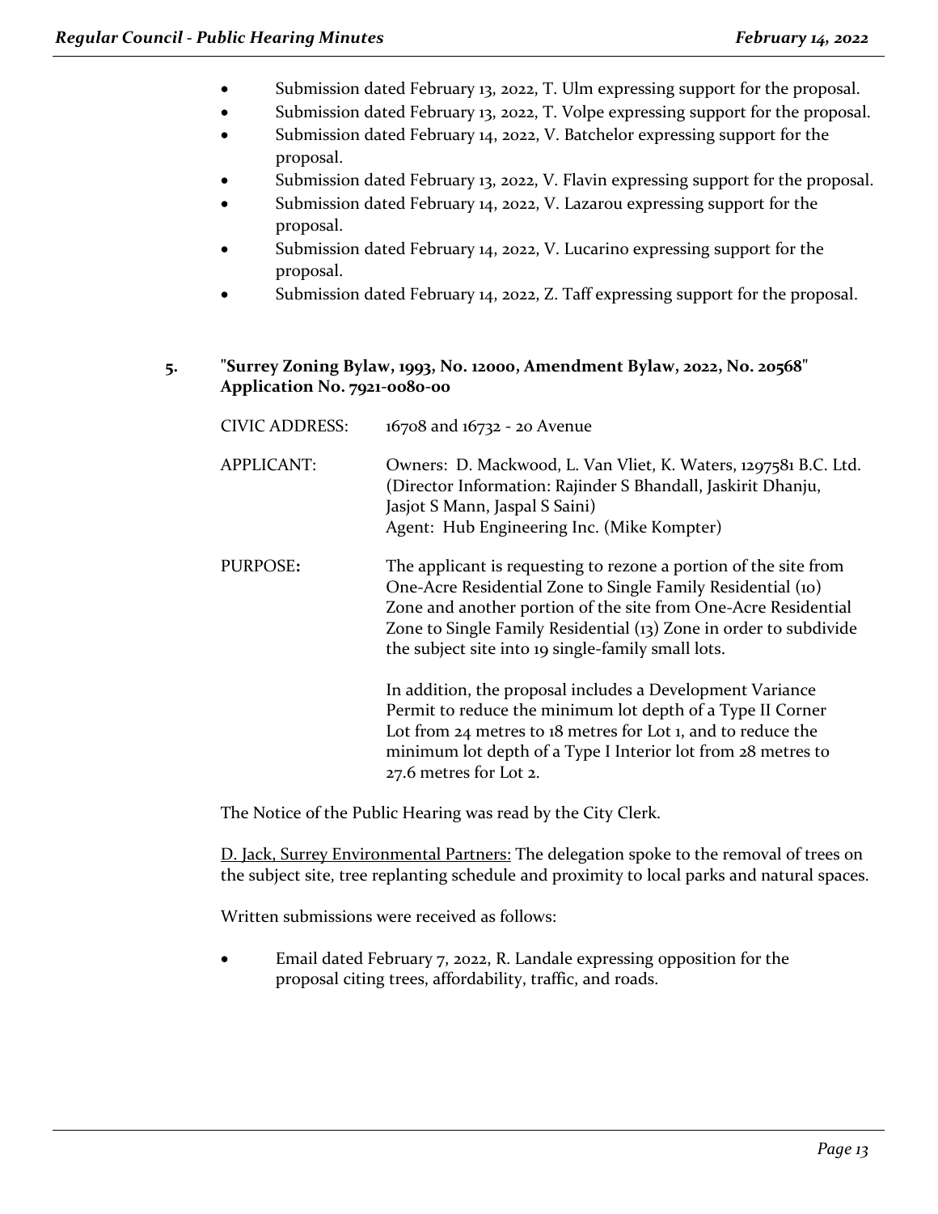- Submission dated February 13, 2022, T. Ulm expressing support for the proposal.
- Submission dated February 13, 2022, T. Volpe expressing support for the proposal.
- Submission dated February 14, 2022, V. Batchelor expressing support for the proposal.
- Submission dated February 13, 2022, V. Flavin expressing support for the proposal.
- Submission dated February 14, 2022, V. Lazarou expressing support for the proposal.
- Submission dated February 14, 2022, V. Lucarino expressing support for the proposal.
- Submission dated February 14, 2022, Z. Taff expressing support for the proposal.

**5. "Surrey Zoning Bylaw, 1993, No. 12000, Amendment Bylaw, 2022, No. 20568" Application No. 7921-0080-00**

CIVIC ADDRESS: 16708 and 16732 - 20 Avenue

APPLICANT: Owners: D. Mackwood, L. Van Vliet, K. Waters, 1297581 B.C. Ltd. (Director Information: Rajinder S Bhandall, Jaskirit Dhanju, Jasjot S Mann, Jaspal S Saini)
Agent: Hub Engineering Inc. (Mike Kompter)

PURPOSE**:** The applicant is requesting to rezone a portion of the site from One-Acre Residential Zone to Single Family Residential (10) Zone and another portion of the site from One-Acre Residential Zone to Single Family Residential (13) Zone in order to subdivide the subject site into 19 single-family small lots.

In addition, the proposal includes a Development Variance Permit to reduce the minimum lot depth of a Type II Corner Lot from 24 metres to 18 metres for Lot 1, and to reduce the minimum lot depth of a Type I Interior lot from 28 metres to 27.6 metres for Lot 2.

The Notice of the Public Hearing was read by the City Clerk.

<u>D. Jack, Surrey Environmental Partners:</u> The delegation spoke to the removal of trees on the subject site, tree replanting schedule and proximity to local parks and natural spaces.

Written submissions were received as follows:

- Email dated February 7, 2022, R. Landale expressing opposition for the proposal citing trees, affordability, traffic, and roads.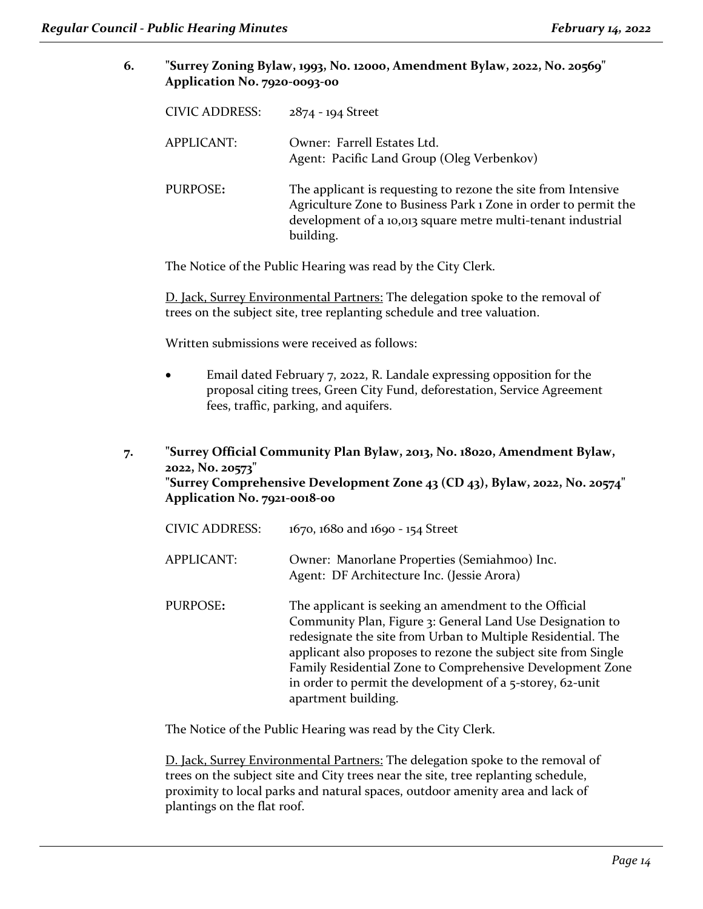**6. "Surrey Zoning Bylaw, 1993, No. 12000, Amendment Bylaw, 2022, No. 20569"**
**Application No. 7920-0093-00**

| | |
|---|---|
| CIVIC ADDRESS: | 2874 - 194 Street |
| APPLICANT: | Owner: Farrell Estates Ltd.<br>Agent: Pacific Land Group (Oleg Verbenkov) |
| PURPOSE**:** | The applicant is requesting to rezone the site from Intensive Agriculture Zone to Business Park 1 Zone in order to permit the development of a 10,013 square metre multi-tenant industrial building. |

The Notice of the Public Hearing was read by the City Clerk.

D. Jack, Surrey Environmental Partners: The delegation spoke to the removal of trees on the subject site, tree replanting schedule and tree valuation.

Written submissions were received as follows:

- Email dated February 7, 2022, R. Landale expressing opposition for the proposal citing trees, Green City Fund, deforestation, Service Agreement fees, traffic, parking, and aquifers.

**7. "Surrey Official Community Plan Bylaw, 2013, No. 18020, Amendment Bylaw, 2022, No. 20573"**
**"Surrey Comprehensive Development Zone 43 (CD 43), Bylaw, 2022, No. 20574"**
**Application No. 7921-0018-00**

| | |
|---|---|
| CIVIC ADDRESS: | 1670, 1680 and 1690 - 154 Street |
| APPLICANT: | Owner: Manorlane Properties (Semiahmoo) Inc.<br>Agent: DF Architecture Inc. (Jessie Arora) |
| PURPOSE**:** | The applicant is seeking an amendment to the Official Community Plan, Figure 3: General Land Use Designation to redesignate the site from Urban to Multiple Residential. The applicant also proposes to rezone the subject site from Single Family Residential Zone to Comprehensive Development Zone in order to permit the development of a 5-storey, 62-unit apartment building. |

The Notice of the Public Hearing was read by the City Clerk.

D. Jack, Surrey Environmental Partners: The delegation spoke to the removal of trees on the subject site and City trees near the site, tree replanting schedule, proximity to local parks and natural spaces, outdoor amenity area and lack of plantings on the flat roof.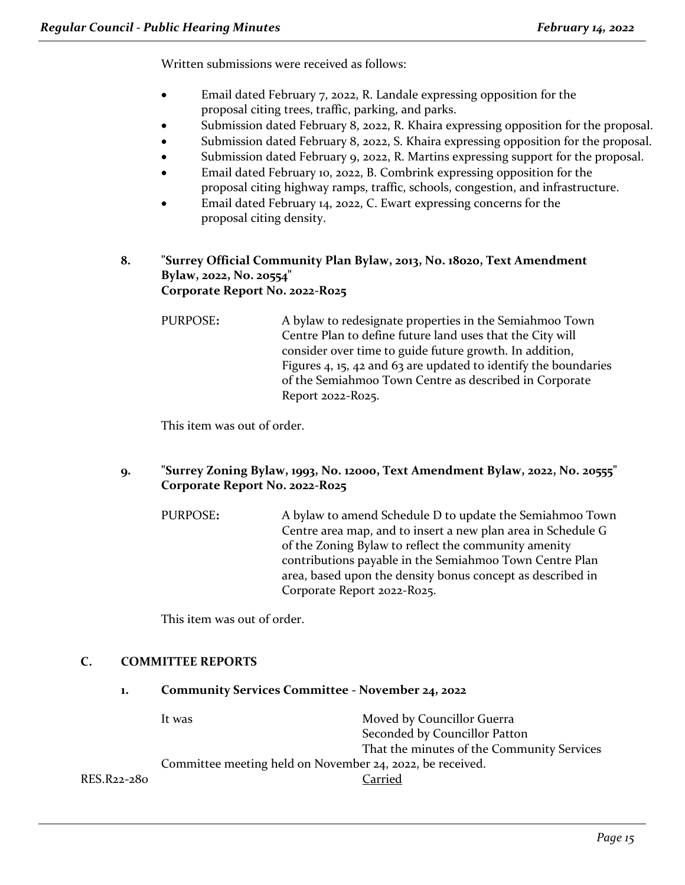Written submissions were received as follows:

- Email dated February 7, 2022, R. Landale expressing opposition for the proposal citing trees, traffic, parking, and parks.
- Submission dated February 8, 2022, R. Khaira expressing opposition for the proposal.
- Submission dated February 8, 2022, S. Khaira expressing opposition for the proposal.
- Submission dated February 9, 2022, R. Martins expressing support for the proposal.
- Email dated February 10, 2022, B. Combrink expressing opposition for the proposal citing highway ramps, traffic, schools, congestion, and infrastructure.
- Email dated February 14, 2022, C. Ewart expressing concerns for the proposal citing density.

**8. "Surrey Official Community Plan Bylaw, 2013, No. 18020, Text Amendment Bylaw, 2022, No. 20554"**
**Corporate Report No. 2022-R025**

PURPOSE**:** A bylaw to redesignate properties in the Semiahmoo Town Centre Plan to define future land uses that the City will consider over time to guide future growth. In addition, Figures 4, 15, 42 and 63 are updated to identify the boundaries of the Semiahmoo Town Centre as described in Corporate Report 2022-R025.

This item was out of order.

**9. "Surrey Zoning Bylaw, 1993, No. 12000, Text Amendment Bylaw, 2022, No. 20555"**
**Corporate Report No. 2022-R025**

PURPOSE**:** A bylaw to amend Schedule D to update the Semiahmoo Town Centre area map, and to insert a new plan area in Schedule G of the Zoning Bylaw to reflect the community amenity contributions payable in the Semiahmoo Town Centre Plan area, based upon the density bonus concept as described in Corporate Report 2022-R025.

This item was out of order.

## C. COMMITTEE REPORTS

**1. Community Services Committee - November 24, 2022**

It was Moved by Councillor Guerra
Seconded by Councillor Patton
That the minutes of the Community Services Committee meeting held on November 24, 2022, be received.

RES.R22-280 Carried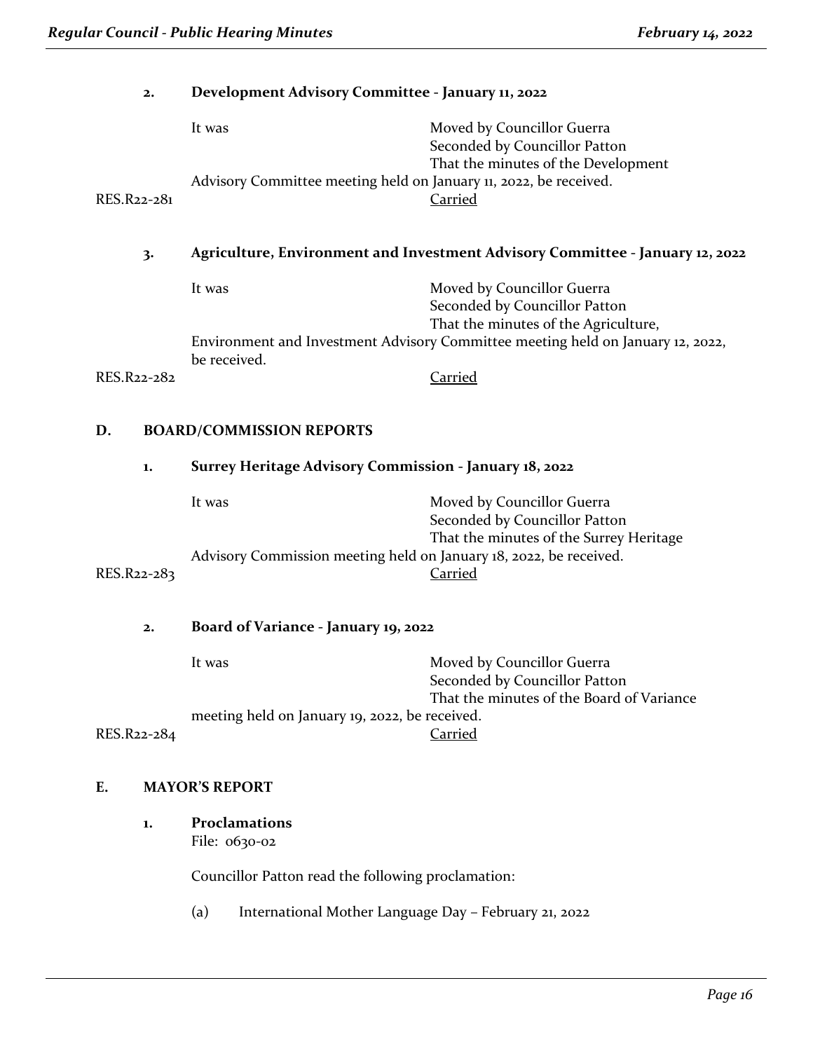**2. Development Advisory Committee - January 11, 2022**

It was Moved by Councillor Guerra
Seconded by Councillor Patton
That the minutes of the Development Advisory Committee meeting held on January 11, 2022, be received.

RES.R22-281 Carried

**3. Agriculture, Environment and Investment Advisory Committee - January 12, 2022**

It was Moved by Councillor Guerra
Seconded by Councillor Patton
That the minutes of the Agriculture, Environment and Investment Advisory Committee meeting held on January 12, 2022, be received.

RES.R22-282 Carried

## D. BOARD/COMMISSION REPORTS

**1. Surrey Heritage Advisory Commission - January 18, 2022**

It was Moved by Councillor Guerra
Seconded by Councillor Patton
That the minutes of the Surrey Heritage Advisory Commission meeting held on January 18, 2022, be received.

RES.R22-283 Carried

**2. Board of Variance - January 19, 2022**

It was Moved by Councillor Guerra
Seconded by Councillor Patton
That the minutes of the Board of Variance meeting held on January 19, 2022, be received.

RES.R22-284 Carried

## E. MAYOR'S REPORT

**1. Proclamations**
File: 0630-02

Councillor Patton read the following proclamation:

(a) International Mother Language Day – February 21, 2022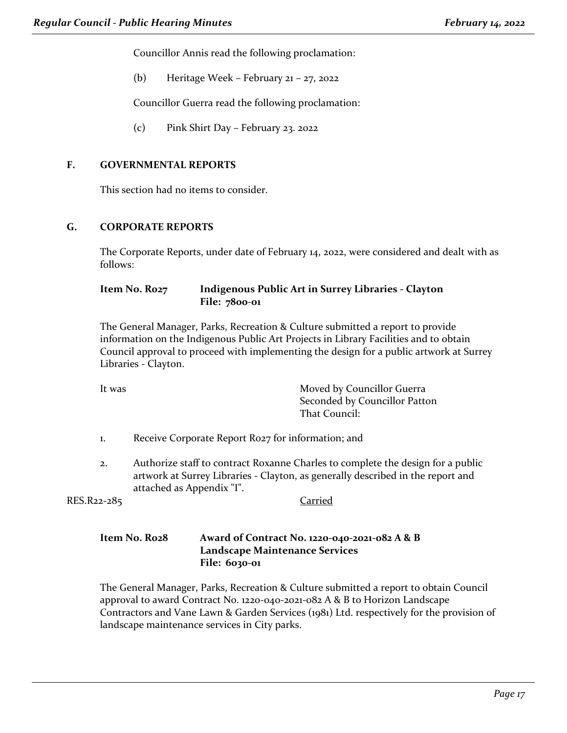Councillor Annis read the following proclamation:

(b) Heritage Week – February 21 – 27, 2022

Councillor Guerra read the following proclamation:

(c) Pink Shirt Day – February 23. 2022

## F. GOVERNMENTAL REPORTS

This section had no items to consider.

## G. CORPORATE REPORTS

The Corporate Reports, under date of February 14, 2022, were considered and dealt with as follows:

**Item No. R027 Indigenous Public Art in Surrey Libraries - Clayton**
**File: 7800-01**

The General Manager, Parks, Recreation & Culture submitted a report to provide information on the Indigenous Public Art Projects in Library Facilities and to obtain Council approval to proceed with implementing the design for a public artwork at Surrey Libraries - Clayton.

It was Moved by Councillor Guerra
Seconded by Councillor Patton
That Council:

1. Receive Corporate Report R027 for information; and
2. Authorize staff to contract Roxanne Charles to complete the design for a public artwork at Surrey Libraries - Clayton, as generally described in the report and attached as Appendix "I".

RES.R22-285 Carried

**Item No. R028 Award of Contract No. 1220-040-2021-082 A & B Landscape Maintenance Services**
**File: 6030-01**

The General Manager, Parks, Recreation & Culture submitted a report to obtain Council approval to award Contract No. 1220-040-2021-082 A & B to Horizon Landscape Contractors and Vane Lawn & Garden Services (1981) Ltd. respectively for the provision of landscape maintenance services in City parks.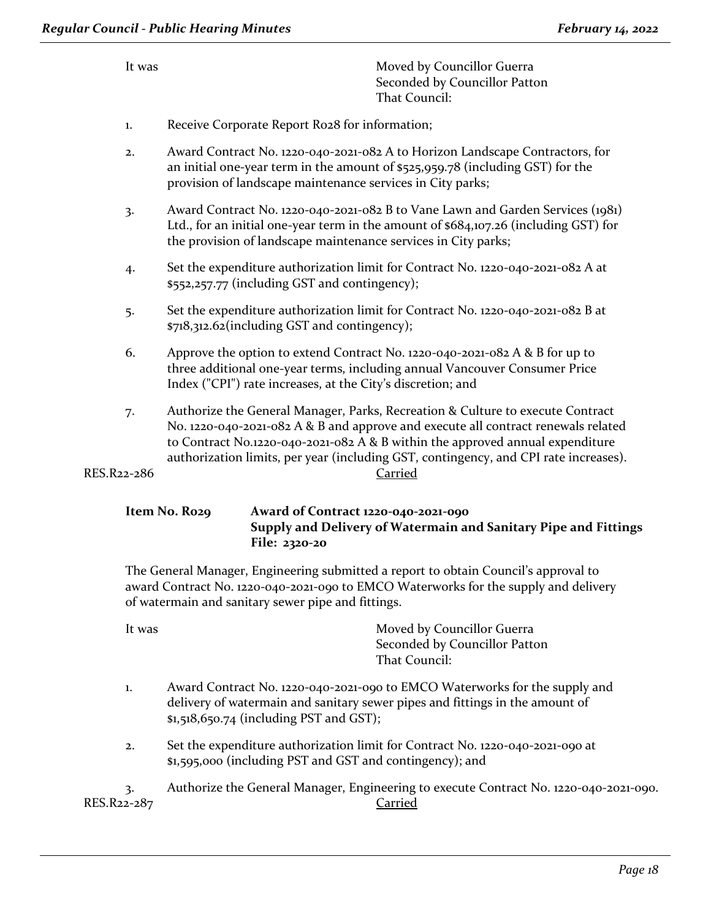It was

Moved by Councillor Guerra
Seconded by Councillor Patton
That Council:

1. Receive Corporate Report R028 for information;

2. Award Contract No. 1220-040-2021-082 A to Horizon Landscape Contractors, for an initial one-year term in the amount of $525,959.78 (including GST) for the provision of landscape maintenance services in City parks;

3. Award Contract No. 1220-040-2021-082 B to Vane Lawn and Garden Services (1981) Ltd., for an initial one-year term in the amount of $684,107.26 (including GST) for the provision of landscape maintenance services in City parks;

4. Set the expenditure authorization limit for Contract No. 1220-040-2021-082 A at $552,257.77 (including GST and contingency);

5. Set the expenditure authorization limit for Contract No. 1220-040-2021-082 B at $718,312.62(including GST and contingency);

6. Approve the option to extend Contract No. 1220-040-2021-082 A & B for up to three additional one-year terms, including annual Vancouver Consumer Price Index ("CPI") rate increases, at the City's discretion; and

7. Authorize the General Manager, Parks, Recreation & Culture to execute Contract No. 1220-040-2021-082 A & B and approve and execute all contract renewals related to Contract No.1220-040-2021-082 A & B within the approved annual expenditure authorization limits, per year (including GST, contingency, and CPI rate increases).

RES.R22-286 Carried

**Item No. R029 Award of Contract 1220-040-2021-090**
**Supply and Delivery of Watermain and Sanitary Pipe and Fittings**
**File: 2320-20**

The General Manager, Engineering submitted a report to obtain Council's approval to award Contract No. 1220-040-2021-090 to EMCO Waterworks for the supply and delivery of watermain and sanitary sewer pipe and fittings.

It was

Moved by Councillor Guerra
Seconded by Councillor Patton
That Council:

1. Award Contract No. 1220-040-2021-090 to EMCO Waterworks for the supply and delivery of watermain and sanitary sewer pipes and fittings in the amount of $1,518,650.74 (including PST and GST);

2. Set the expenditure authorization limit for Contract No. 1220-040-2021-090 at $1,595,000 (including PST and GST and contingency); and

3. Authorize the General Manager, Engineering to execute Contract No. 1220-040-2021-090.

RES.R22-287 Carried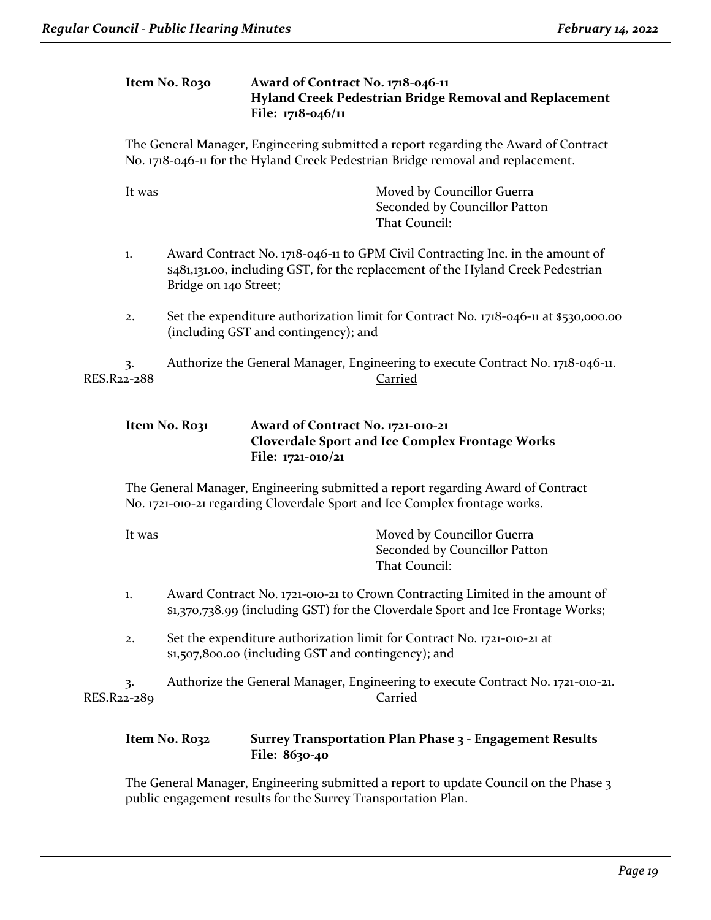**Item No. R030 Award of Contract No. 1718-046-11**
**Hyland Creek Pedestrian Bridge Removal and Replacement**
**File: 1718-046/11**

The General Manager, Engineering submitted a report regarding the Award of Contract No. 1718-046-11 for the Hyland Creek Pedestrian Bridge removal and replacement.

It was Moved by Councillor Guerra
Seconded by Councillor Patton
That Council:

1. Award Contract No. 1718-046-11 to GPM Civil Contracting Inc. in the amount of $481,131.00, including GST, for the replacement of the Hyland Creek Pedestrian Bridge on 140 Street;

2. Set the expenditure authorization limit for Contract No. 1718-046-11 at $530,000.00 (including GST and contingency); and

3. Authorize the General Manager, Engineering to execute Contract No. 1718-046-11.

RES.R22-288 Carried

**Item No. R031 Award of Contract No. 1721-010-21**
**Cloverdale Sport and Ice Complex Frontage Works**
**File: 1721-010/21**

The General Manager, Engineering submitted a report regarding Award of Contract No. 1721-010-21 regarding Cloverdale Sport and Ice Complex frontage works.

It was Moved by Councillor Guerra
Seconded by Councillor Patton
That Council:

1. Award Contract No. 1721-010-21 to Crown Contracting Limited in the amount of $1,370,738.99 (including GST) for the Cloverdale Sport and Ice Frontage Works;

2. Set the expenditure authorization limit for Contract No. 1721-010-21 at $1,507,800.00 (including GST and contingency); and

3. Authorize the General Manager, Engineering to execute Contract No. 1721-010-21.

RES.R22-289 Carried

**Item No. R032 Surrey Transportation Plan Phase 3 - Engagement Results**
**File: 8630-40**

The General Manager, Engineering submitted a report to update Council on the Phase 3 public engagement results for the Surrey Transportation Plan.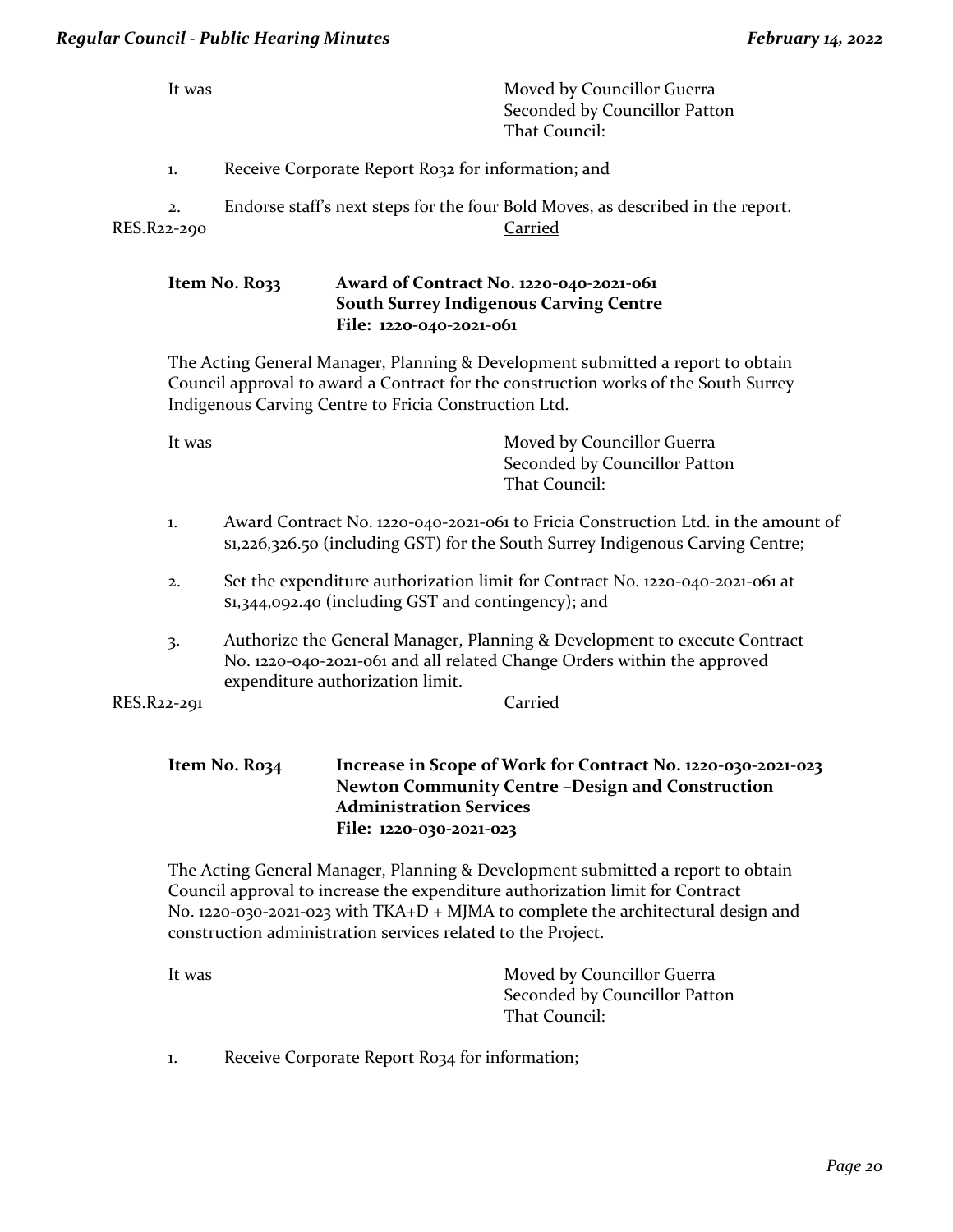It was Moved by Councillor Guerra
Seconded by Councillor Patton
That Council:

1. Receive Corporate Report R032 for information; and

2. Endorse staff's next steps for the four Bold Moves, as described in the report.

RES.R22-290 Carried

**Item No. R033 Award of Contract No. 1220-040-2021-061**
**South Surrey Indigenous Carving Centre**
**File: 1220-040-2021-061**

The Acting General Manager, Planning & Development submitted a report to obtain Council approval to award a Contract for the construction works of the South Surrey Indigenous Carving Centre to Fricia Construction Ltd.

It was Moved by Councillor Guerra
Seconded by Councillor Patton
That Council:

1. Award Contract No. 1220-040-2021-061 to Fricia Construction Ltd. in the amount of $1,226,326.50 (including GST) for the South Surrey Indigenous Carving Centre;

2. Set the expenditure authorization limit for Contract No. 1220-040-2021-061 at $1,344,092.40 (including GST and contingency); and

3. Authorize the General Manager, Planning & Development to execute Contract No. 1220-040-2021-061 and all related Change Orders within the approved expenditure authorization limit.

RES.R22-291 Carried

**Item No. R034 Increase in Scope of Work for Contract No. 1220-030-2021-023**
**Newton Community Centre –Design and Construction Administration Services**
**File: 1220-030-2021-023**

The Acting General Manager, Planning & Development submitted a report to obtain Council approval to increase the expenditure authorization limit for Contract No. 1220-030-2021-023 with TKA+D + MJMA to complete the architectural design and construction administration services related to the Project.

It was Moved by Councillor Guerra
Seconded by Councillor Patton
That Council:

1. Receive Corporate Report R034 for information;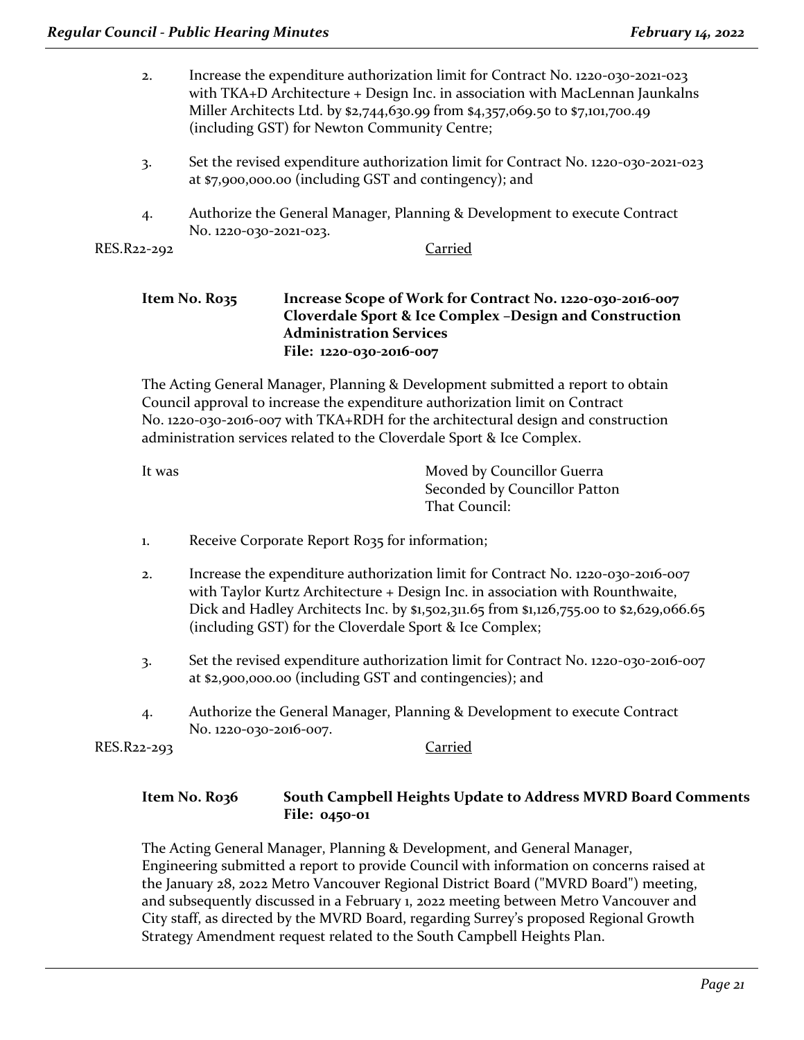2. Increase the expenditure authorization limit for Contract No. 1220-030-2021-023 with TKA+D Architecture + Design Inc. in association with MacLennan Jaunkalns Miller Architects Ltd. by $2,744,630.99 from $4,357,069.50 to $7,101,700.49 (including GST) for Newton Community Centre;

3. Set the revised expenditure authorization limit for Contract No. 1220-030-2021-023 at $7,900,000.00 (including GST and contingency); and

4. Authorize the General Manager, Planning & Development to execute Contract No. 1220-030-2021-023.

RES.R22-292 Carried

**Item No. R035 Increase Scope of Work for Contract No. 1220-030-2016-007 Cloverdale Sport & Ice Complex –Design and Construction Administration Services**
**File: 1220-030-2016-007**

The Acting General Manager, Planning & Development submitted a report to obtain Council approval to increase the expenditure authorization limit on Contract No. 1220-030-2016-007 with TKA+RDH for the architectural design and construction administration services related to the Cloverdale Sport & Ice Complex.

It was Moved by Councillor Guerra
Seconded by Councillor Patton
That Council:

1. Receive Corporate Report R035 for information;

2. Increase the expenditure authorization limit for Contract No. 1220-030-2016-007 with Taylor Kurtz Architecture + Design Inc. in association with Rounthwaite, Dick and Hadley Architects Inc. by $1,502,311.65 from $1,126,755.00 to $2,629,066.65 (including GST) for the Cloverdale Sport & Ice Complex;

3. Set the revised expenditure authorization limit for Contract No. 1220-030-2016-007 at $2,900,000.00 (including GST and contingencies); and

4. Authorize the General Manager, Planning & Development to execute Contract No. 1220-030-2016-007.

RES.R22-293 Carried

**Item No. R036 South Campbell Heights Update to Address MVRD Board Comments**
**File: 0450-01**

The Acting General Manager, Planning & Development, and General Manager, Engineering submitted a report to provide Council with information on concerns raised at the January 28, 2022 Metro Vancouver Regional District Board ("MVRD Board") meeting, and subsequently discussed in a February 1, 2022 meeting between Metro Vancouver and City staff, as directed by the MVRD Board, regarding Surrey's proposed Regional Growth Strategy Amendment request related to the South Campbell Heights Plan.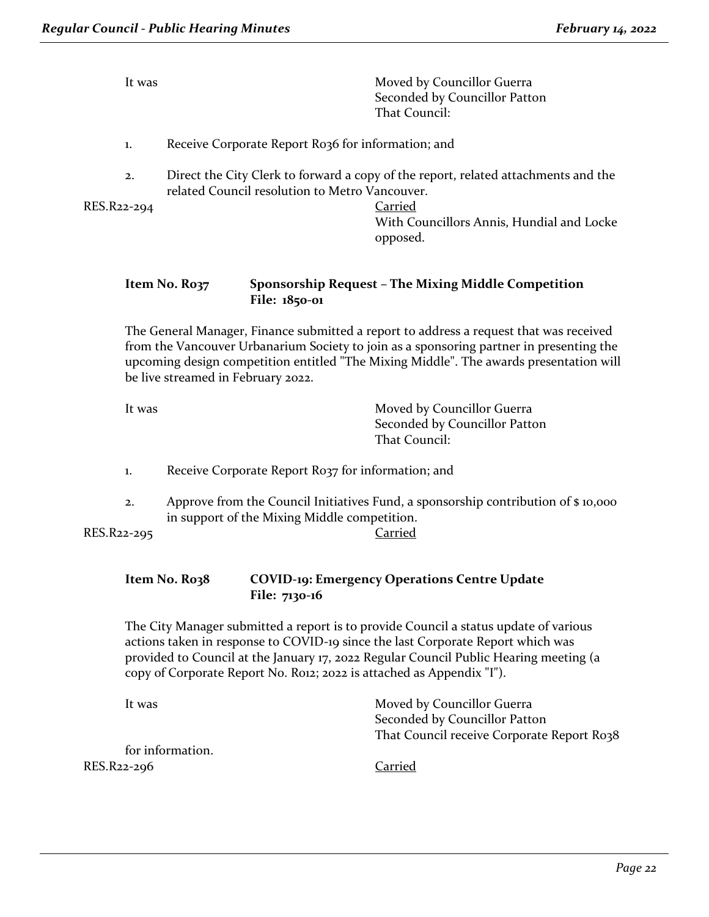It was Moved by Councillor Guerra
Seconded by Councillor Patton
That Council:

1. Receive Corporate Report R036 for information; and

2. Direct the City Clerk to forward a copy of the report, related attachments and the related Council resolution to Metro Vancouver.

RES.R22-294 Carried
With Councillors Annis, Hundial and Locke opposed.

**Item No. R037 Sponsorship Request – The Mixing Middle Competition**
**File: 1850-01**

The General Manager, Finance submitted a report to address a request that was received from the Vancouver Urbanarium Society to join as a sponsoring partner in presenting the upcoming design competition entitled "The Mixing Middle". The awards presentation will be live streamed in February 2022.

It was Moved by Councillor Guerra
Seconded by Councillor Patton
That Council:

1. Receive Corporate Report R037 for information; and

2. Approve from the Council Initiatives Fund, a sponsorship contribution of $ 10,000 in support of the Mixing Middle competition.

RES.R22-295 Carried

**Item No. R038 COVID-19: Emergency Operations Centre Update**
**File: 7130-16**

The City Manager submitted a report is to provide Council a status update of various actions taken in response to COVID-19 since the last Corporate Report which was provided to Council at the January 17, 2022 Regular Council Public Hearing meeting (a copy of Corporate Report No. R012; 2022 is attached as Appendix "I").

It was Moved by Councillor Guerra
Seconded by Councillor Patton
That Council receive Corporate Report R038 for information.

RES.R22-296 Carried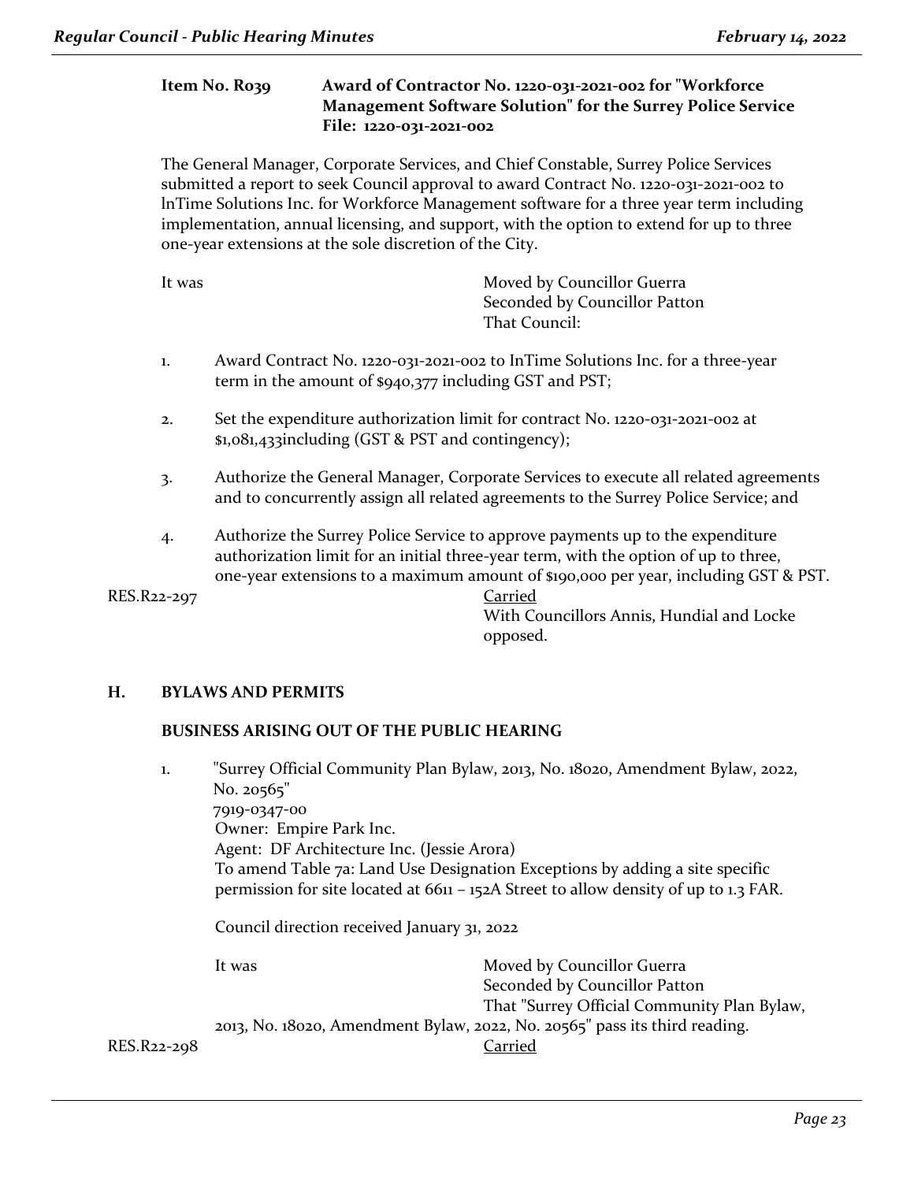**Item No. R039 Award of Contractor No. 1220-031-2021-002 for "Workforce Management Software Solution" for the Surrey Police Service**
**File: 1220-031-2021-002**

The General Manager, Corporate Services, and Chief Constable, Surrey Police Services submitted a report to seek Council approval to award Contract No. 1220-031-2021-002 to lnTime Solutions Inc. for Workforce Management software for a three year term including implementation, annual licensing, and support, with the option to extend for up to three one-year extensions at the sole discretion of the City.

It was Moved by Councillor Guerra
Seconded by Councillor Patton
That Council:

1. Award Contract No. 1220-031-2021-002 to InTime Solutions Inc. for a three-year term in the amount of $940,377 including GST and PST;

2. Set the expenditure authorization limit for contract No. 1220-031-2021-002 at $1,081,433including (GST & PST and contingency);

3. Authorize the General Manager, Corporate Services to execute all related agreements and to concurrently assign all related agreements to the Surrey Police Service; and

4. Authorize the Surrey Police Service to approve payments up to the expenditure authorization limit for an initial three-year term, with the option of up to three, one-year extensions to a maximum amount of $190,000 per year, including GST & PST.

RES.R22-297 Carried
With Councillors Annis, Hundial and Locke opposed.

## H. BYLAWS AND PERMITS

**BUSINESS ARISING OUT OF THE PUBLIC HEARING**

1. "Surrey Official Community Plan Bylaw, 2013, No. 18020, Amendment Bylaw, 2022, No. 20565"
   7919-0347-00
   Owner: Empire Park Inc.
   Agent: DF Architecture Inc. (Jessie Arora)
   To amend Table 7a: Land Use Designation Exceptions by adding a site specific permission for site located at 6611 – 152A Street to allow density of up to 1.3 FAR.

   Council direction received January 31, 2022

   It was Moved by Councillor Guerra
   Seconded by Councillor Patton
   That "Surrey Official Community Plan Bylaw, 2013, No. 18020, Amendment Bylaw, 2022, No. 20565" pass its third reading.

RES.R22-298 Carried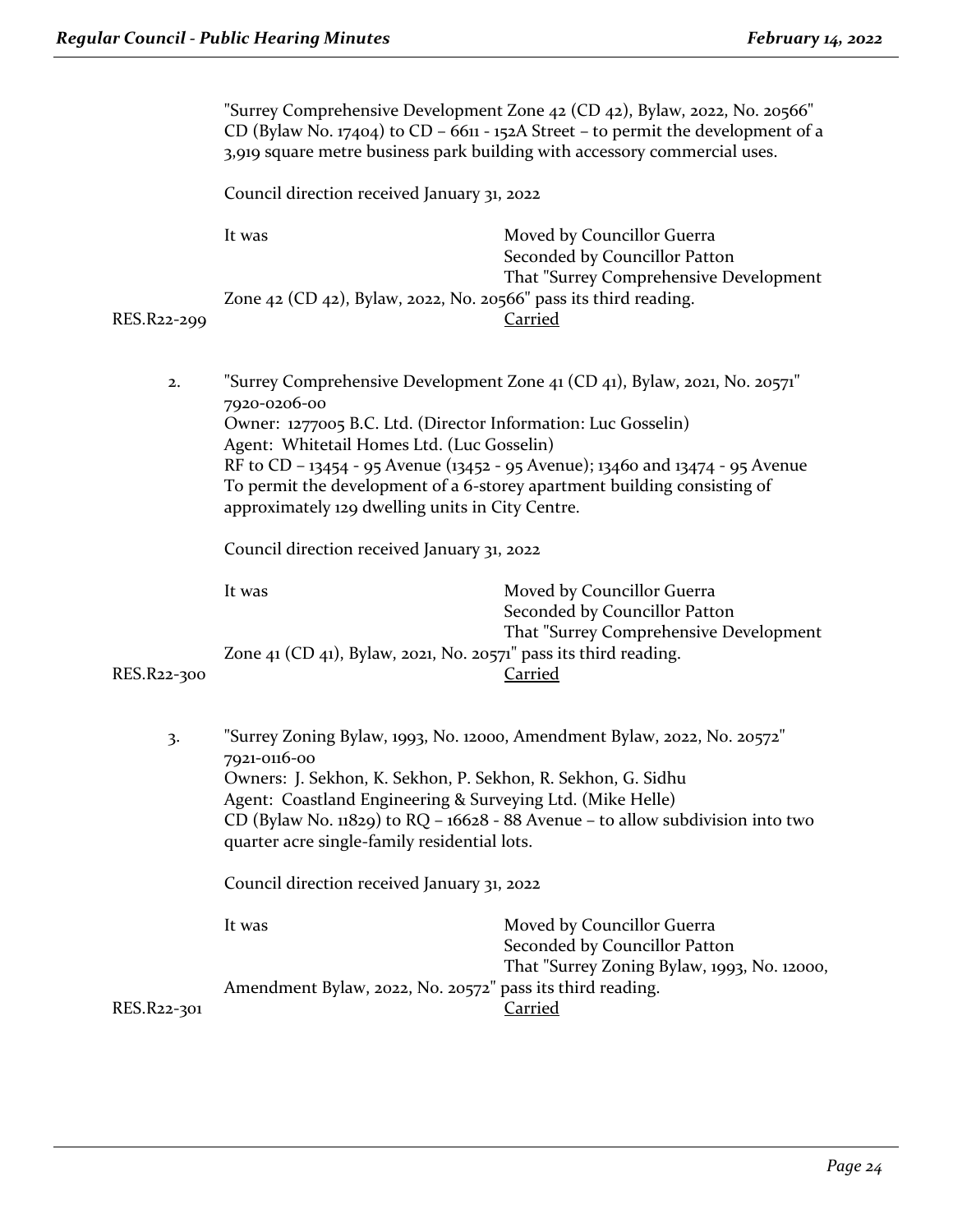"Surrey Comprehensive Development Zone 42 (CD 42), Bylaw, 2022, No. 20566"
CD (Bylaw No. 17404) to CD – 6611 - 152A Street – to permit the development of a 3,919 square metre business park building with accessory commercial uses.

Council direction received January 31, 2022

It was Moved by Councillor Guerra
Seconded by Councillor Patton
That "Surrey Comprehensive Development Zone 42 (CD 42), Bylaw, 2022, No. 20566" pass its third reading.

RES.R22-299 Carried

2. "Surrey Comprehensive Development Zone 41 (CD 41), Bylaw, 2021, No. 20571"
7920-0206-00
Owner: 1277005 B.C. Ltd. (Director Information: Luc Gosselin)
Agent: Whitetail Homes Ltd. (Luc Gosselin)
RF to CD – 13454 - 95 Avenue (13452 - 95 Avenue); 13460 and 13474 - 95 Avenue
To permit the development of a 6-storey apartment building consisting of approximately 129 dwelling units in City Centre.

Council direction received January 31, 2022

It was Moved by Councillor Guerra
Seconded by Councillor Patton
That "Surrey Comprehensive Development Zone 41 (CD 41), Bylaw, 2021, No. 20571" pass its third reading.

RES.R22-300 Carried

3. "Surrey Zoning Bylaw, 1993, No. 12000, Amendment Bylaw, 2022, No. 20572"
7921-0116-00
Owners: J. Sekhon, K. Sekhon, P. Sekhon, R. Sekhon, G. Sidhu
Agent: Coastland Engineering & Surveying Ltd. (Mike Helle)
CD (Bylaw No. 11829) to RQ – 16628 - 88 Avenue – to allow subdivision into two quarter acre single-family residential lots.

Council direction received January 31, 2022

It was Moved by Councillor Guerra
Seconded by Councillor Patton
That "Surrey Zoning Bylaw, 1993, No. 12000, Amendment Bylaw, 2022, No. 20572" pass its third reading.

RES.R22-301 Carried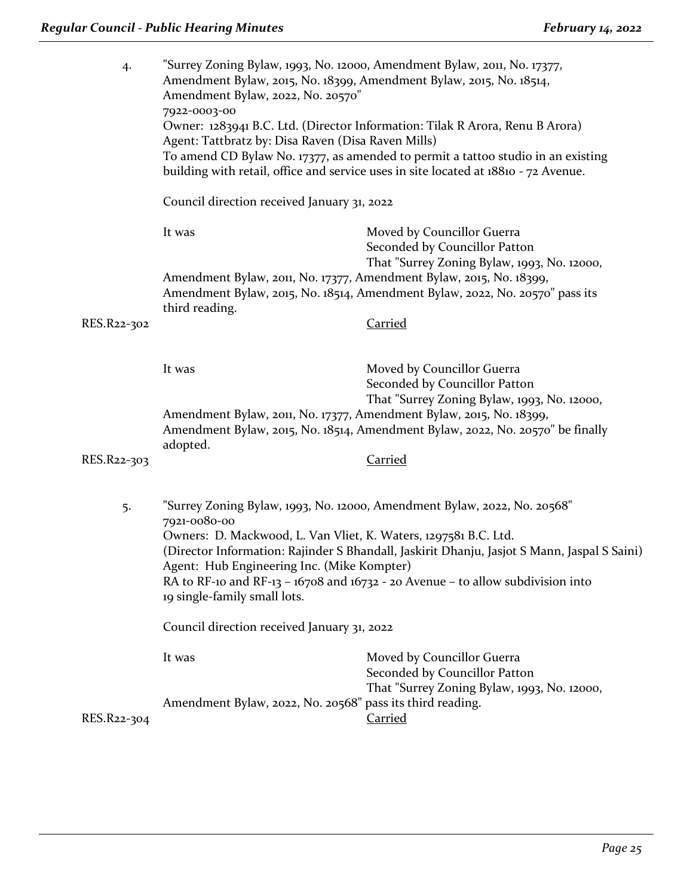4. "Surrey Zoning Bylaw, 1993, No. 12000, Amendment Bylaw, 2011, No. 17377, Amendment Bylaw, 2015, No. 18399, Amendment Bylaw, 2015, No. 18514, Amendment Bylaw, 2022, No. 20570"
7922-0003-00
Owner: 1283941 B.C. Ltd. (Director Information: Tilak R Arora, Renu B Arora)
Agent: Tattbratz by: Disa Raven (Disa Raven Mills)
To amend CD Bylaw No. 17377, as amended to permit a tattoo studio in an existing building with retail, office and service uses in site located at 18810 - 72 Avenue.

Council direction received January 31, 2022

It was Moved by Councillor Guerra
Seconded by Councillor Patton
That "Surrey Zoning Bylaw, 1993, No. 12000, Amendment Bylaw, 2011, No. 17377, Amendment Bylaw, 2015, No. 18399, Amendment Bylaw, 2015, No. 18514, Amendment Bylaw, 2022, No. 20570" pass its third reading.

RES.R22-302 Carried

It was Moved by Councillor Guerra
Seconded by Councillor Patton
That "Surrey Zoning Bylaw, 1993, No. 12000, Amendment Bylaw, 2011, No. 17377, Amendment Bylaw, 2015, No. 18399, Amendment Bylaw, 2015, No. 18514, Amendment Bylaw, 2022, No. 20570" be finally adopted.

RES.R22-303 Carried

5. "Surrey Zoning Bylaw, 1993, No. 12000, Amendment Bylaw, 2022, No. 20568"
7921-0080-00
Owners: D. Mackwood, L. Van Vliet, K. Waters, 1297581 B.C. Ltd.
(Director Information: Rajinder S Bhandall, Jaskirit Dhanju, Jasjot S Mann, Jaspal S Saini)
Agent: Hub Engineering Inc. (Mike Kompter)
RA to RF-10 and RF-13 – 16708 and 16732 - 20 Avenue – to allow subdivision into 19 single-family small lots.

Council direction received January 31, 2022

It was Moved by Councillor Guerra
Seconded by Councillor Patton
That "Surrey Zoning Bylaw, 1993, No. 12000, Amendment Bylaw, 2022, No. 20568" pass its third reading.

RES.R22-304 Carried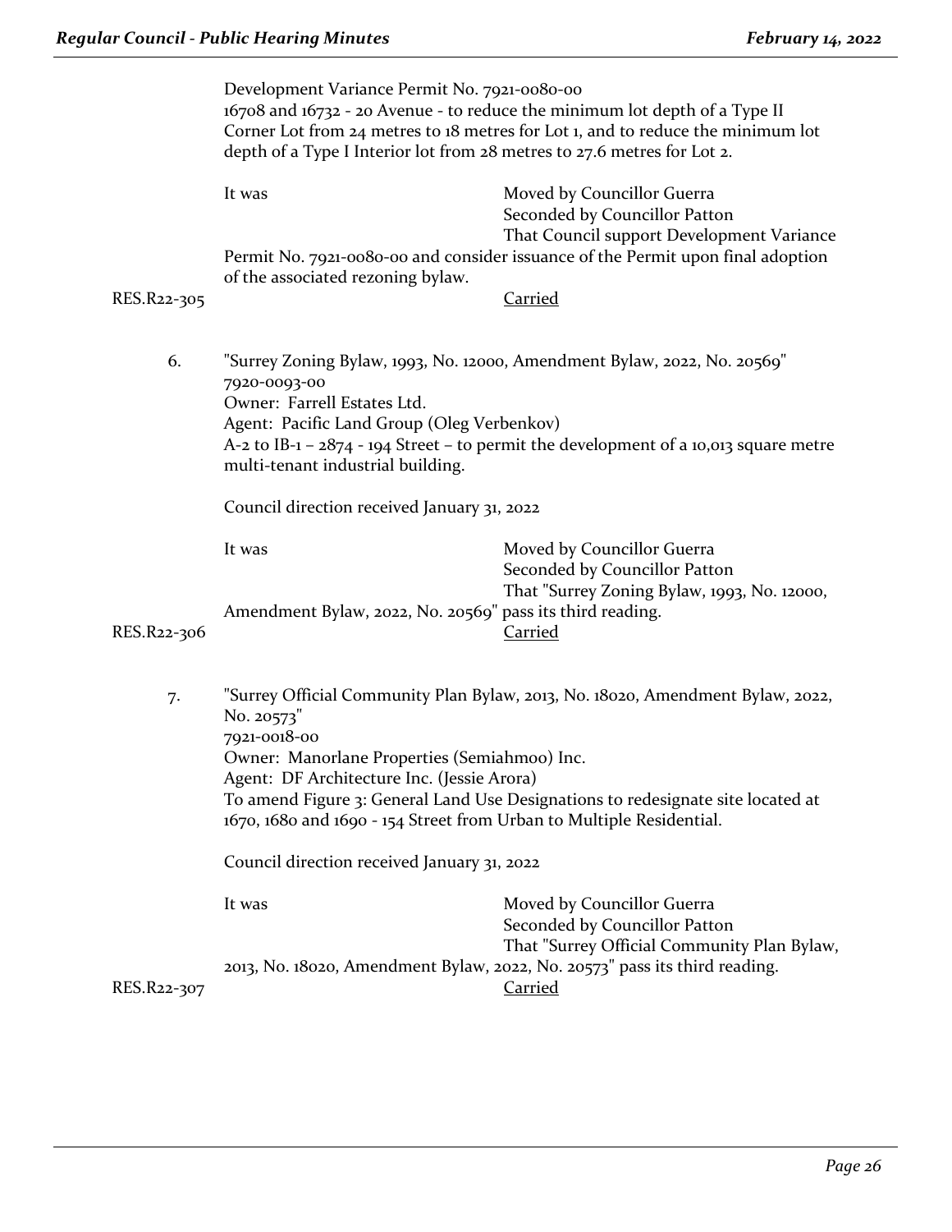Development Variance Permit No. 7921-0080-00
16708 and 16732 - 20 Avenue - to reduce the minimum lot depth of a Type II Corner Lot from 24 metres to 18 metres for Lot 1, and to reduce the minimum lot depth of a Type I Interior lot from 28 metres to 27.6 metres for Lot 2.

It was Moved by Councillor Guerra
Seconded by Councillor Patton
That Council support Development Variance Permit No. 7921-0080-00 and consider issuance of the Permit upon final adoption of the associated rezoning bylaw.

RES.R22-305 Carried

6. "Surrey Zoning Bylaw, 1993, No. 12000, Amendment Bylaw, 2022, No. 20569"
7920-0093-00
Owner: Farrell Estates Ltd.
Agent: Pacific Land Group (Oleg Verbenkov)
A-2 to IB-1 – 2874 - 194 Street – to permit the development of a 10,013 square metre multi-tenant industrial building.

Council direction received January 31, 2022

It was Moved by Councillor Guerra
Seconded by Councillor Patton
That "Surrey Zoning Bylaw, 1993, No. 12000, Amendment Bylaw, 2022, No. 20569" pass its third reading.

RES.R22-306 Carried

7. "Surrey Official Community Plan Bylaw, 2013, No. 18020, Amendment Bylaw, 2022, No. 20573"
7921-0018-00
Owner: Manorlane Properties (Semiahmoo) Inc.
Agent: DF Architecture Inc. (Jessie Arora)
To amend Figure 3: General Land Use Designations to redesignate site located at 1670, 1680 and 1690 - 154 Street from Urban to Multiple Residential.

Council direction received January 31, 2022

It was Moved by Councillor Guerra
Seconded by Councillor Patton
That "Surrey Official Community Plan Bylaw, 2013, No. 18020, Amendment Bylaw, 2022, No. 20573" pass its third reading.

RES.R22-307 Carried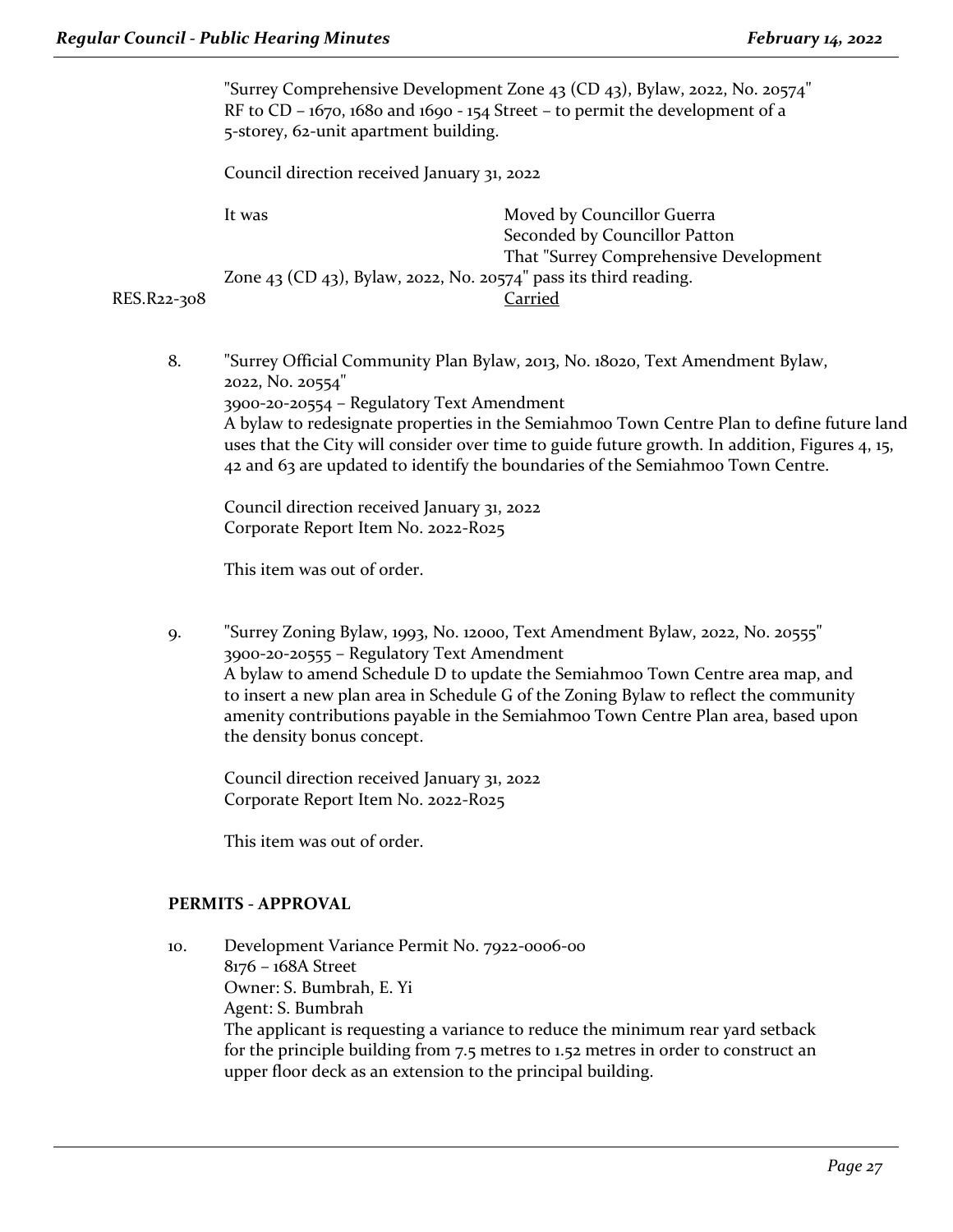"Surrey Comprehensive Development Zone 43 (CD 43), Bylaw, 2022, No. 20574"
RF to CD – 1670, 1680 and 1690 - 154 Street – to permit the development of a 5-storey, 62-unit apartment building.

Council direction received January 31, 2022

It was Moved by Councillor Guerra
Seconded by Councillor Patton
That "Surrey Comprehensive Development Zone 43 (CD 43), Bylaw, 2022, No. 20574" pass its third reading.

RES.R22-308 Carried

8. "Surrey Official Community Plan Bylaw, 2013, No. 18020, Text Amendment Bylaw, 2022, No. 20554"
3900-20-20554 – Regulatory Text Amendment
A bylaw to redesignate properties in the Semiahmoo Town Centre Plan to define future land uses that the City will consider over time to guide future growth. In addition, Figures 4, 15, 42 and 63 are updated to identify the boundaries of the Semiahmoo Town Centre.

Council direction received January 31, 2022
Corporate Report Item No. 2022-R025

This item was out of order.

9. "Surrey Zoning Bylaw, 1993, No. 12000, Text Amendment Bylaw, 2022, No. 20555"
3900-20-20555 – Regulatory Text Amendment
A bylaw to amend Schedule D to update the Semiahmoo Town Centre area map, and to insert a new plan area in Schedule G of the Zoning Bylaw to reflect the community amenity contributions payable in the Semiahmoo Town Centre Plan area, based upon the density bonus concept.

Council direction received January 31, 2022
Corporate Report Item No. 2022-R025

This item was out of order.

**PERMITS - APPROVAL**

10. Development Variance Permit No. 7922-0006-00
8176 – 168A Street
Owner: S. Bumbrah, E. Yi
Agent: S. Bumbrah
The applicant is requesting a variance to reduce the minimum rear yard setback for the principle building from 7.5 metres to 1.52 metres in order to construct an upper floor deck as an extension to the principal building.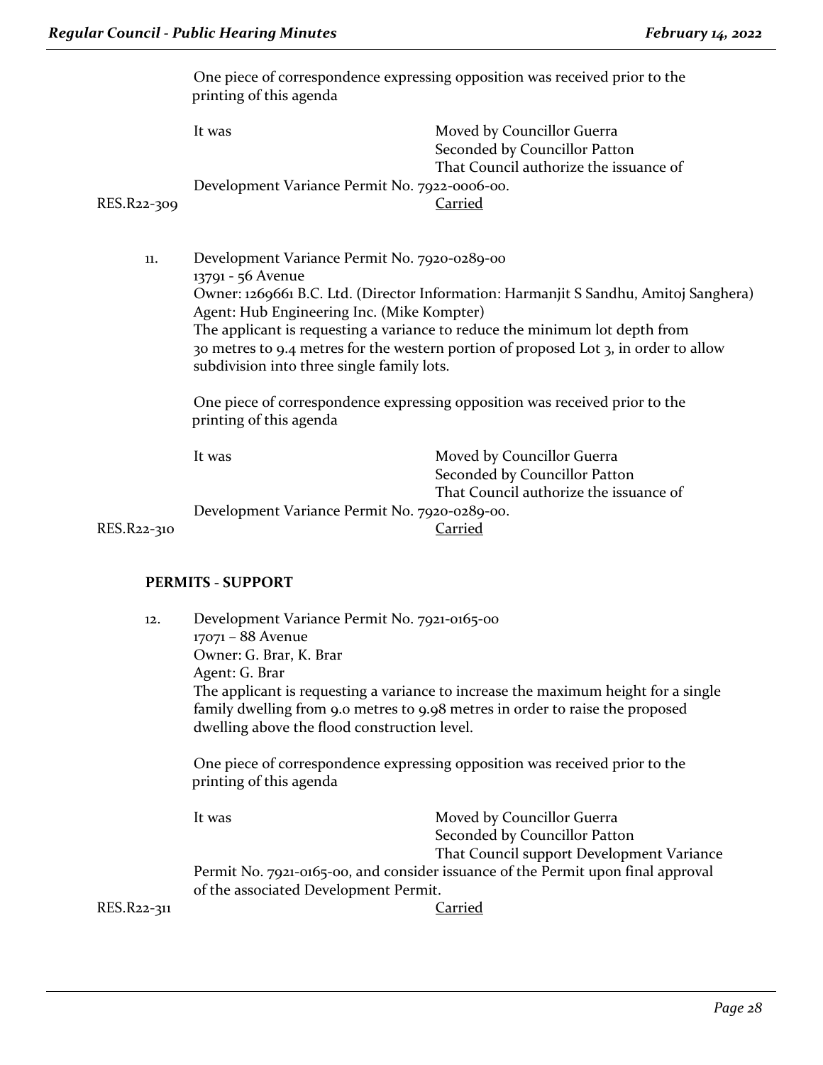One piece of correspondence expressing opposition was received prior to the printing of this agenda

It was Moved by Councillor Guerra
Seconded by Councillor Patton
That Council authorize the issuance of Development Variance Permit No. 7922-0006-00.

RES.R22-309 Carried

11. Development Variance Permit No. 7920-0289-00
13791 - 56 Avenue
Owner: 1269661 B.C. Ltd. (Director Information: Harmanjit S Sandhu, Amitoj Sanghera)
Agent: Hub Engineering Inc. (Mike Kompter)
The applicant is requesting a variance to reduce the minimum lot depth from 30 metres to 9.4 metres for the western portion of proposed Lot 3, in order to allow subdivision into three single family lots.

One piece of correspondence expressing opposition was received prior to the printing of this agenda

It was Moved by Councillor Guerra
Seconded by Councillor Patton
That Council authorize the issuance of Development Variance Permit No. 7920-0289-00.

RES.R22-310 Carried

**PERMITS - SUPPORT**

12. Development Variance Permit No. 7921-0165-00
17071 – 88 Avenue
Owner: G. Brar, K. Brar
Agent: G. Brar
The applicant is requesting a variance to increase the maximum height for a single family dwelling from 9.0 metres to 9.98 metres in order to raise the proposed dwelling above the flood construction level.

One piece of correspondence expressing opposition was received prior to the printing of this agenda

It was Moved by Councillor Guerra
Seconded by Councillor Patton
That Council support Development Variance Permit No. 7921-0165-00, and consider issuance of the Permit upon final approval of the associated Development Permit.

RES.R22-311 Carried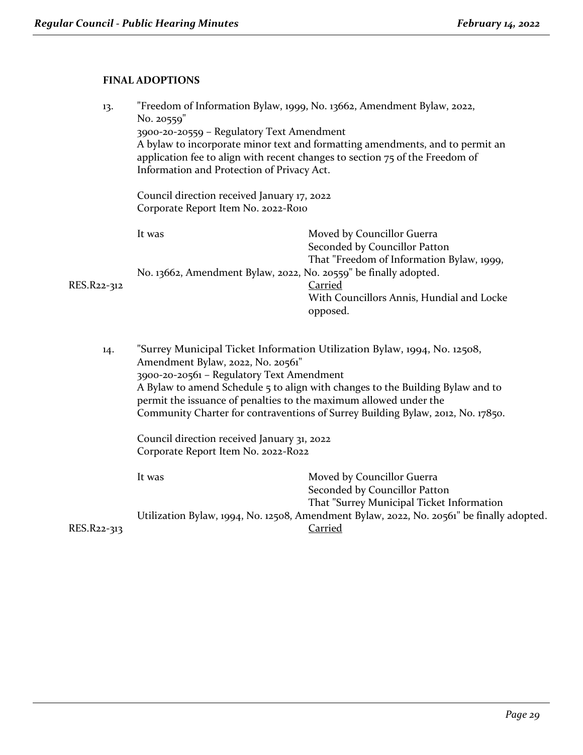**FINAL ADOPTIONS**

13. "Freedom of Information Bylaw, 1999, No. 13662, Amendment Bylaw, 2022, No. 20559"
3900-20-20559 – Regulatory Text Amendment
A bylaw to incorporate minor text and formatting amendments, and to permit an application fee to align with recent changes to section 75 of the Freedom of Information and Protection of Privacy Act.

Council direction received January 17, 2022
Corporate Report Item No. 2022-R010

It was Moved by Councillor Guerra
Seconded by Councillor Patton
That "Freedom of Information Bylaw, 1999, No. 13662, Amendment Bylaw, 2022, No. 20559" be finally adopted.

RES.R22-312 Carried
With Councillors Annis, Hundial and Locke opposed.

14. "Surrey Municipal Ticket Information Utilization Bylaw, 1994, No. 12508, Amendment Bylaw, 2022, No. 20561"
3900-20-20561 – Regulatory Text Amendment
A Bylaw to amend Schedule 5 to align with changes to the Building Bylaw and to permit the issuance of penalties to the maximum allowed under the Community Charter for contraventions of Surrey Building Bylaw, 2012, No. 17850.

Council direction received January 31, 2022
Corporate Report Item No. 2022-R022

It was Moved by Councillor Guerra
Seconded by Councillor Patton
That "Surrey Municipal Ticket Information Utilization Bylaw, 1994, No. 12508, Amendment Bylaw, 2022, No. 20561" be finally adopted.

RES.R22-313 Carried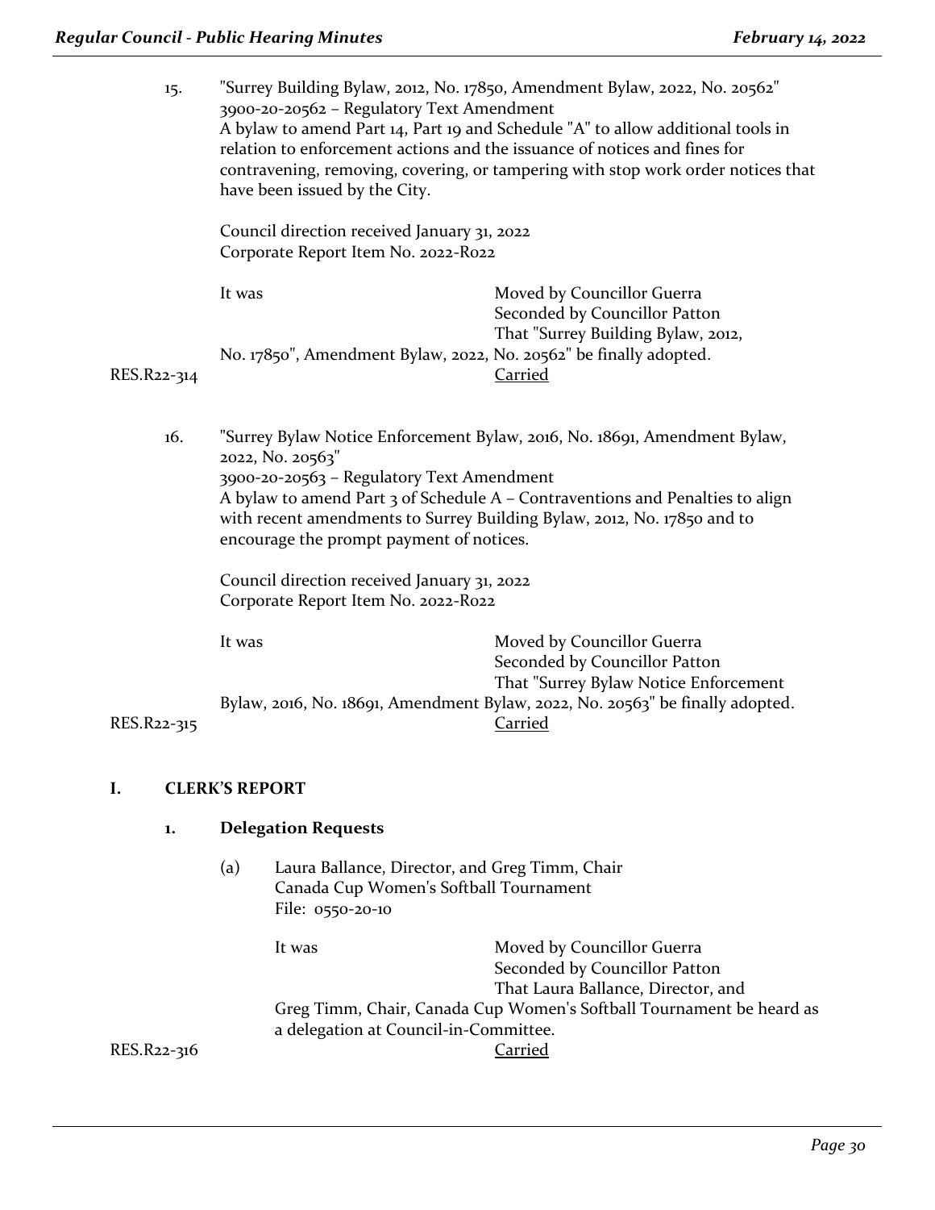15. "Surrey Building Bylaw, 2012, No. 17850, Amendment Bylaw, 2022, No. 20562"
3900-20-20562 – Regulatory Text Amendment
A bylaw to amend Part 14, Part 19 and Schedule "A" to allow additional tools in relation to enforcement actions and the issuance of notices and fines for contravening, removing, covering, or tampering with stop work order notices that have been issued by the City.

Council direction received January 31, 2022
Corporate Report Item No. 2022-R022

It was Moved by Councillor Guerra
Seconded by Councillor Patton
That "Surrey Building Bylaw, 2012, No. 17850", Amendment Bylaw, 2022, No. 20562" be finally adopted.

RES.R22-314 Carried

16. "Surrey Bylaw Notice Enforcement Bylaw, 2016, No. 18691, Amendment Bylaw, 2022, No. 20563"
3900-20-20563 – Regulatory Text Amendment
A bylaw to amend Part 3 of Schedule A – Contraventions and Penalties to align with recent amendments to Surrey Building Bylaw, 2012, No. 17850 and to encourage the prompt payment of notices.

Council direction received January 31, 2022
Corporate Report Item No. 2022-R022

It was Moved by Councillor Guerra
Seconded by Councillor Patton
That "Surrey Bylaw Notice Enforcement Bylaw, 2016, No. 18691, Amendment Bylaw, 2022, No. 20563" be finally adopted.

RES.R22-315 Carried

## I. CLERK'S REPORT

### 1. Delegation Requests

(a) Laura Ballance, Director, and Greg Timm, Chair
Canada Cup Women's Softball Tournament
File: 0550-20-10

It was Moved by Councillor Guerra
Seconded by Councillor Patton
That Laura Ballance, Director, and Greg Timm, Chair, Canada Cup Women's Softball Tournament be heard as a delegation at Council-in-Committee.

RES.R22-316 Carried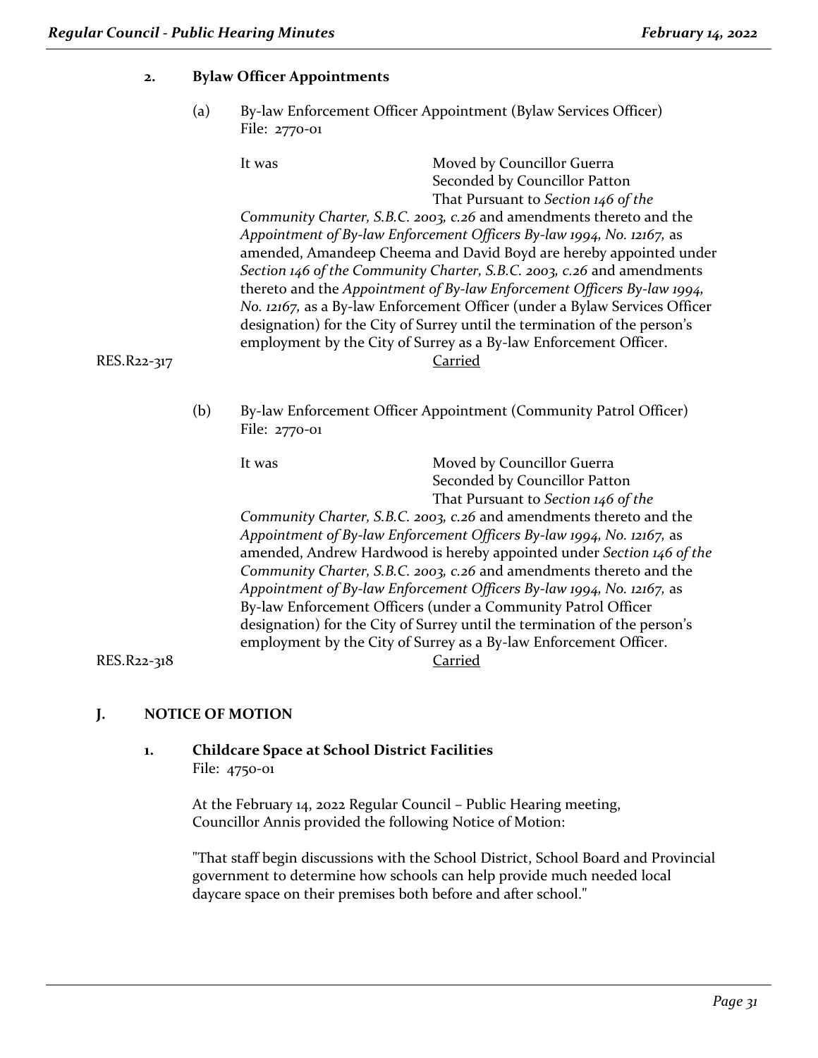## 2. Bylaw Officer Appointments

(a) By-law Enforcement Officer Appointment (Bylaw Services Officer)
File: 2770-01

It was Moved by Councillor Guerra
Seconded by Councillor Patton
That Pursuant to *Section 146 of the Community Charter, S.B.C. 2003, c.26* and amendments thereto and the *Appointment of By-law Enforcement Officers By-law 1994, No. 12167,* as amended, Amandeep Cheema and David Boyd are hereby appointed under *Section 146 of the Community Charter, S.B.C. 2003, c.26* and amendments thereto and the *Appointment of By-law Enforcement Officers By-law 1994, No. 12167,* as a By-law Enforcement Officer (under a Bylaw Services Officer designation) for the City of Surrey until the termination of the person's employment by the City of Surrey as a By-law Enforcement Officer.

RES.R22-317 Carried

(b) By-law Enforcement Officer Appointment (Community Patrol Officer)
File: 2770-01

It was Moved by Councillor Guerra
Seconded by Councillor Patton
That Pursuant to *Section 146 of the Community Charter, S.B.C. 2003, c.26* and amendments thereto and the *Appointment of By-law Enforcement Officers By-law 1994, No. 12167,* as amended, Andrew Hardwood is hereby appointed under *Section 146 of the Community Charter, S.B.C. 2003, c.26* and amendments thereto and the *Appointment of By-law Enforcement Officers By-law 1994, No. 12167,* as By-law Enforcement Officers (under a Community Patrol Officer designation) for the City of Surrey until the termination of the person's employment by the City of Surrey as a By-law Enforcement Officer.

RES.R22-318 Carried

## J. NOTICE OF MOTION

### 1. Childcare Space at School District Facilities
File: 4750-01

At the February 14, 2022 Regular Council – Public Hearing meeting, Councillor Annis provided the following Notice of Motion:

"That staff begin discussions with the School District, School Board and Provincial government to determine how schools can help provide much needed local daycare space on their premises both before and after school."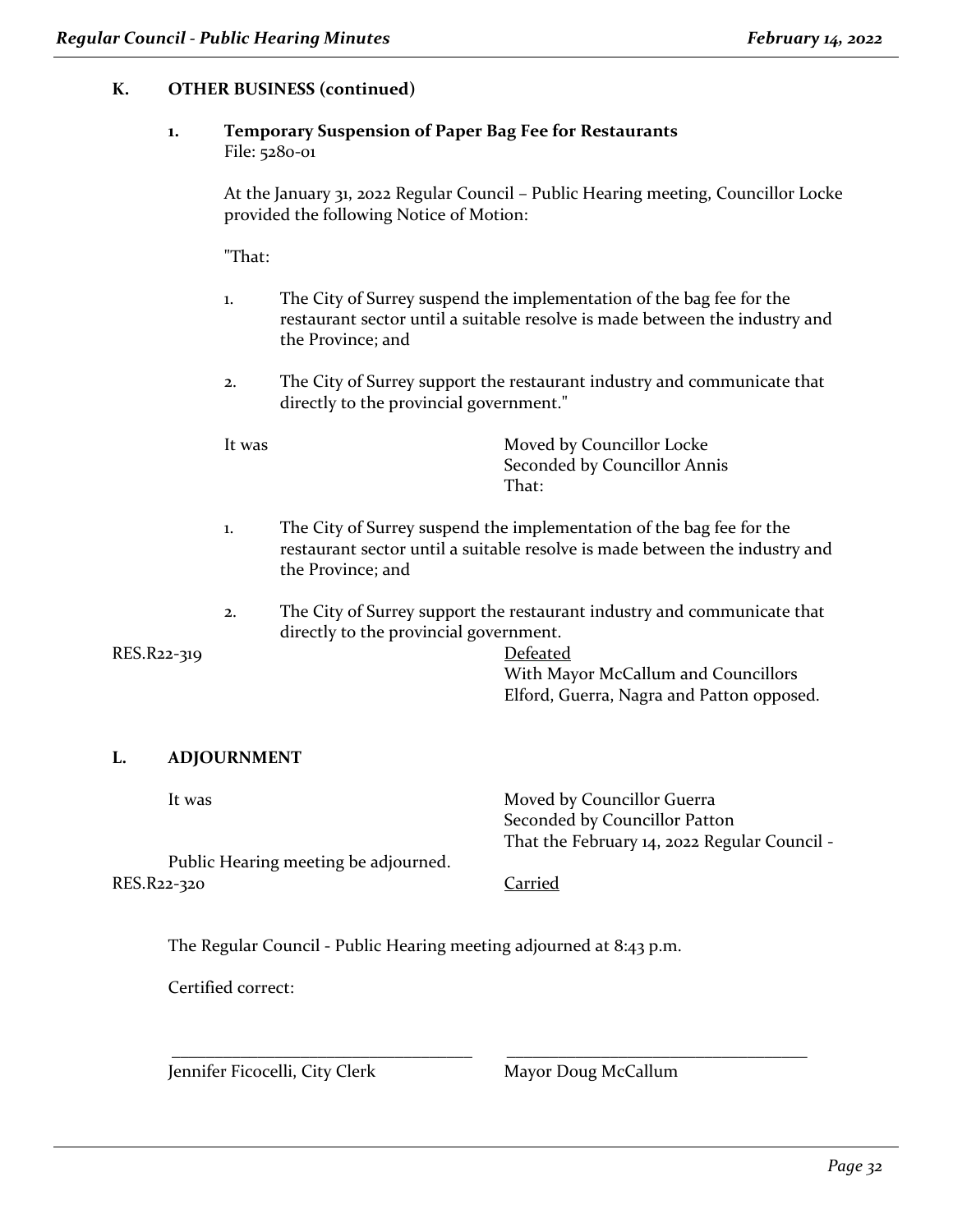## K. OTHER BUSINESS (continued)

### 1. Temporary Suspension of Paper Bag Fee for Restaurants

File: 5280-01

At the January 31, 2022 Regular Council – Public Hearing meeting, Councillor Locke provided the following Notice of Motion:

"That:

1. The City of Surrey suspend the implementation of the bag fee for the restaurant sector until a suitable resolve is made between the industry and the Province; and

2. The City of Surrey support the restaurant industry and communicate that directly to the provincial government."

It was

Moved by Councillor Locke
Seconded by Councillor Annis
That:

1. The City of Surrey suspend the implementation of the bag fee for the restaurant sector until a suitable resolve is made between the industry and the Province; and

2. The City of Surrey support the restaurant industry and communicate that directly to the provincial government.

RES.R22-319

Defeated
With Mayor McCallum and Councillors Elford, Guerra, Nagra and Patton opposed.

## L. ADJOURNMENT

It was

Moved by Councillor Guerra
Seconded by Councillor Patton
That the February 14, 2022 Regular Council - Public Hearing meeting be adjourned.

RES.R22-320

Carried

The Regular Council - Public Hearing meeting adjourned at 8:43 p.m.

Certified correct:

\_\_\_\_\_\_\_\_\_\_\_\_\_\_\_\_\_\_\_\_\_\_\_\_\_\_\_\_\_\_\_\_\_\_\_\_
Jennifer Ficocelli, City Clerk

\_\_\_\_\_\_\_\_\_\_\_\_\_\_\_\_\_\_\_\_\_\_\_\_\_\_\_\_\_\_\_\_\_\_\_\_
Mayor Doug McCallum